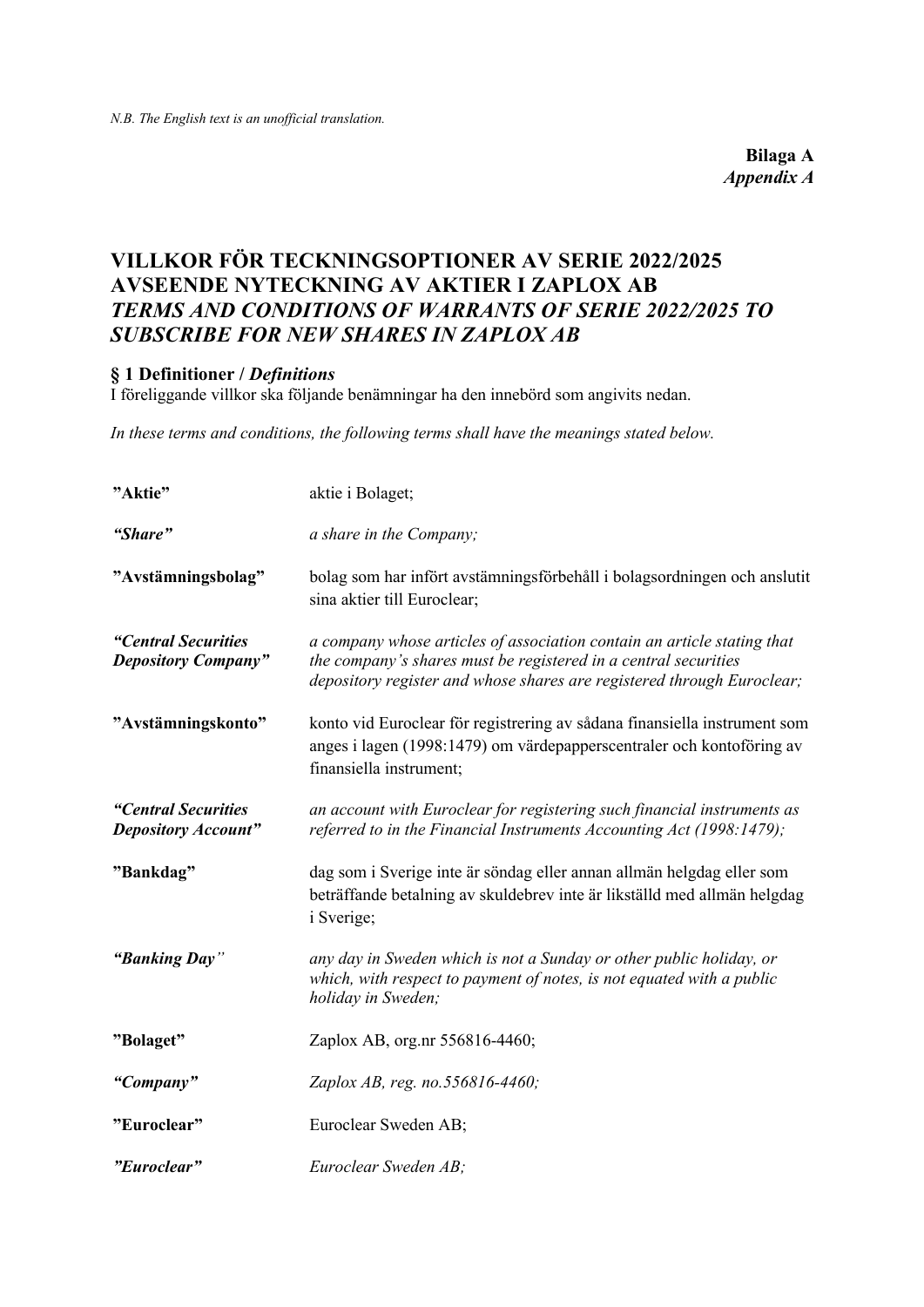*N.B. The English text is an unofficial translation.*

**Bilaga A**
***Appendix A***

# VILLKOR FÖR TECKNINGSOPTIONER AV SERIE 2022/2025 AVSEENDE NYTECKNING AV AKTIER I ZAPLOX AB
# *TERMS AND CONDITIONS OF WARRANTS OF SERIE 2022/2025 TO SUBSCRIBE FOR NEW SHARES IN ZAPLOX AB*

## § 1 Definitioner / *Definitions*

I föreliggande villkor ska följande benämningar ha den innebörd som angivits nedan.

*In these terms and conditions, the following terms shall have the meanings stated below.*

| | |
|---|---|
| **"Aktie"** | aktie i Bolaget; |
| ***"Share"*** | *a share in the Company;* |
| **"Avstämningsbolag"** | bolag som har infört avstämningsförbehåll i bolagsordningen och anslutit sina aktier till Euroclear; |
| ***"Central Securities Depository Company"*** | *a company whose articles of association contain an article stating that the company's shares must be registered in a central securities depository register and whose shares are registered through Euroclear;* |
| **"Avstämningskonto"** | konto vid Euroclear för registrering av sådana finansiella instrument som anges i lagen (1998:1479) om värdepapperscentraler och kontoföring av finansiella instrument; |
| ***"Central Securities Depository Account"*** | *an account with Euroclear for registering such financial instruments as referred to in the Financial Instruments Accounting Act (1998:1479);* |
| **"Bankdag"** | dag som i Sverige inte är söndag eller annan allmän helgdag eller som beträffande betalning av skuldebrev inte är likställd med allmän helgdag i Sverige; |
| ***"Banking Day"*** | *any day in Sweden which is not a Sunday or other public holiday, or which, with respect to payment of notes, is not equated with a public holiday in Sweden;* |
| **"Bolaget"** | Zaplox AB, org.nr 556816-4460; |
| ***"Company"*** | *Zaplox AB, reg. no.556816-4460;* |
| **"Euroclear"** | Euroclear Sweden AB; |
| ***"Euroclear"*** | *Euroclear Sweden AB;* |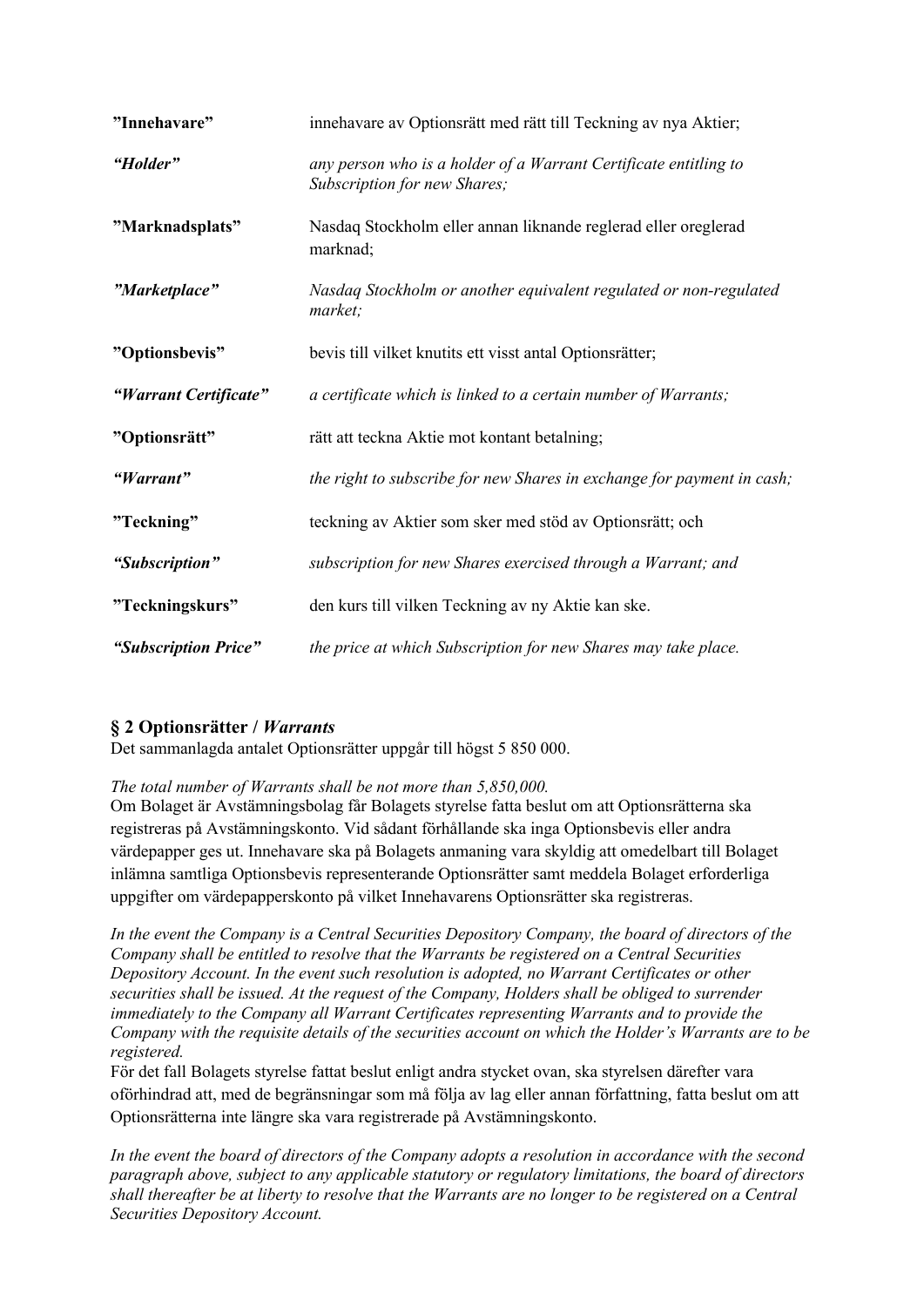| | |
|---|---|
| **”Innehavare”** | innehavare av Optionsrätt med rätt till Teckning av nya Aktier; |
| ***“Holder”*** | *any person who is a holder of a Warrant Certificate entitling to Subscription for new Shares;* |
| **”Marknadsplats”** | Nasdaq Stockholm eller annan liknande reglerad eller oreglerad marknad; |
| ***”Marketplace”*** | *Nasdaq Stockholm or another equivalent regulated or non-regulated market;* |
| **”Optionsbevis”** | bevis till vilket knutits ett visst antal Optionsrätter; |
| ***“Warrant Certificate”*** | *a certificate which is linked to a certain number of Warrants;* |
| **”Optionsrätt”** | rätt att teckna Aktie mot kontant betalning; |
| ***“Warrant”*** | *the right to subscribe for new Shares in exchange for payment in cash;* |
| **”Teckning”** | teckning av Aktier som sker med stöd av Optionsrätt; och |
| ***“Subscription”*** | *subscription for new Shares exercised through a Warrant; and* |
| **”Teckningskurs”** | den kurs till vilken Teckning av ny Aktie kan ske. |
| ***“Subscription Price”*** | *the price at which Subscription for new Shares may take place.* |

## § 2 Optionsrätter / *Warrants*

Det sammanlagda antalet Optionsrätter uppgår till högst 5 850 000.

*The total number of Warrants shall be not more than 5,850,000.*

Om Bolaget är Avstämningsbolag får Bolagets styrelse fatta beslut om att Optionsrätterna ska registreras på Avstämningskonto. Vid sådant förhållande ska inga Optionsbevis eller andra värdepapper ges ut. Innehavare ska på Bolagets anmaning vara skyldig att omedelbart till Bolaget inlämna samtliga Optionsbevis representerande Optionsrätter samt meddela Bolaget erforderliga uppgifter om värdepapperskonto på vilket Innehavarens Optionsrätter ska registreras.

*In the event the Company is a Central Securities Depository Company, the board of directors of the Company shall be entitled to resolve that the Warrants be registered on a Central Securities Depository Account. In the event such resolution is adopted, no Warrant Certificates or other securities shall be issued. At the request of the Company, Holders shall be obliged to surrender immediately to the Company all Warrant Certificates representing Warrants and to provide the Company with the requisite details of the securities account on which the Holder’s Warrants are to be registered.*

För det fall Bolagets styrelse fattat beslut enligt andra stycket ovan, ska styrelsen därefter vara oförhindrad att, med de begränsningar som må följa av lag eller annan författning, fatta beslut om att Optionsrätterna inte längre ska vara registrerade på Avstämningskonto.

*In the event the board of directors of the Company adopts a resolution in accordance with the second paragraph above, subject to any applicable statutory or regulatory limitations, the board of directors shall thereafter be at liberty to resolve that the Warrants are no longer to be registered on a Central Securities Depository Account.*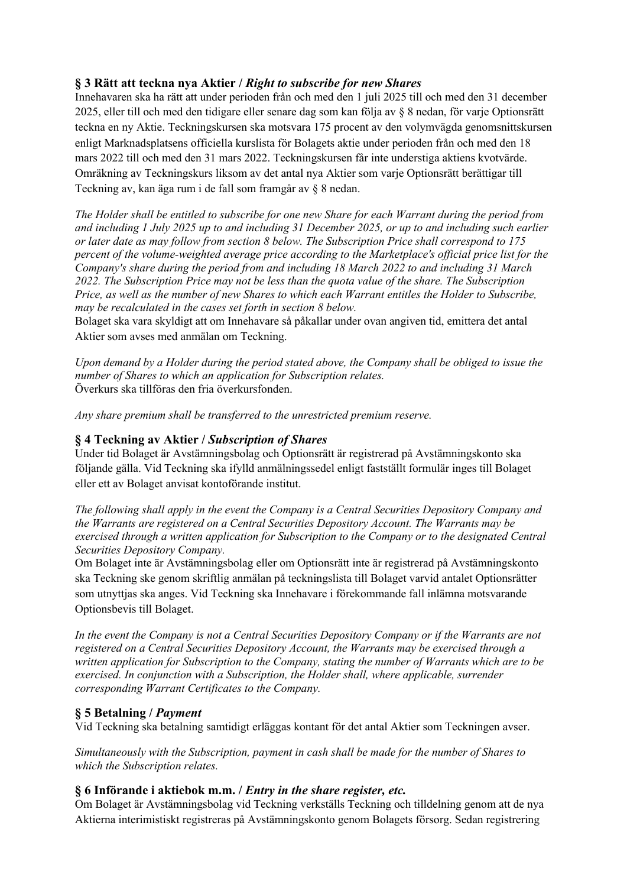## § 3 Rätt att teckna nya Aktier / *Right to subscribe for new Shares*

Innehavaren ska ha rätt att under perioden från och med den 1 juli 2025 till och med den 31 december 2025, eller till och med den tidigare eller senare dag som kan följa av § 8 nedan, för varje Optionsrätt teckna en ny Aktie. Teckningskursen ska motsvara 175 procent av den volymvägda genomsnittskursen enligt Marknadsplatsens officiella kurslista för Bolagets aktie under perioden från och med den 18 mars 2022 till och med den 31 mars 2022. Teckningskursen får inte understiga aktiens kvotvärde. Omräkning av Teckningskurs liksom av det antal nya Aktier som varje Optionsrätt berättigar till Teckning av, kan äga rum i de fall som framgår av § 8 nedan.

*The Holder shall be entitled to subscribe for one new Share for each Warrant during the period from and including 1 July 2025 up to and including 31 December 2025, or up to and including such earlier or later date as may follow from section 8 below. The Subscription Price shall correspond to 175 percent of the volume-weighted average price according to the Marketplace's official price list for the Company's share during the period from and including 18 March 2022 to and including 31 March 2022. The Subscription Price may not be less than the quota value of the share. The Subscription Price, as well as the number of new Shares to which each Warrant entitles the Holder to Subscribe, may be recalculated in the cases set forth in section 8 below.*

Bolaget ska vara skyldigt att om Innehavare så påkallar under ovan angiven tid, emittera det antal Aktier som avses med anmälan om Teckning.

*Upon demand by a Holder during the period stated above, the Company shall be obliged to issue the number of Shares to which an application for Subscription relates.*

Överkurs ska tillföras den fria överkursfonden.

*Any share premium shall be transferred to the unrestricted premium reserve.*

## § 4 Teckning av Aktier / *Subscription of Shares*

Under tid Bolaget är Avstämningsbolag och Optionsrätt är registrerad på Avstämningskonto ska följande gälla. Vid Teckning ska ifylld anmälningssedel enligt fastställt formulär inges till Bolaget eller ett av Bolaget anvisat kontoförande institut.

*The following shall apply in the event the Company is a Central Securities Depository Company and the Warrants are registered on a Central Securities Depository Account. The Warrants may be exercised through a written application for Subscription to the Company or to the designated Central Securities Depository Company.*

Om Bolaget inte är Avstämningsbolag eller om Optionsrätt inte är registrerad på Avstämningskonto ska Teckning ske genom skriftlig anmälan på teckningslista till Bolaget varvid antalet Optionsrätter som utnyttjas ska anges. Vid Teckning ska Innehavare i förekommande fall inlämna motsvarande Optionsbevis till Bolaget.

*In the event the Company is not a Central Securities Depository Company or if the Warrants are not registered on a Central Securities Depository Account, the Warrants may be exercised through a written application for Subscription to the Company, stating the number of Warrants which are to be exercised. In conjunction with a Subscription, the Holder shall, where applicable, surrender corresponding Warrant Certificates to the Company.*

## § 5 Betalning / *Payment*

Vid Teckning ska betalning samtidigt erläggas kontant för det antal Aktier som Teckningen avser.

*Simultaneously with the Subscription, payment in cash shall be made for the number of Shares to which the Subscription relates.*

## § 6 Införande i aktiebok m.m. / *Entry in the share register, etc.*

Om Bolaget är Avstämningsbolag vid Teckning verkställs Teckning och tilldelning genom att de nya Aktierna interimistiskt registreras på Avstämningskonto genom Bolagets försorg. Sedan registrering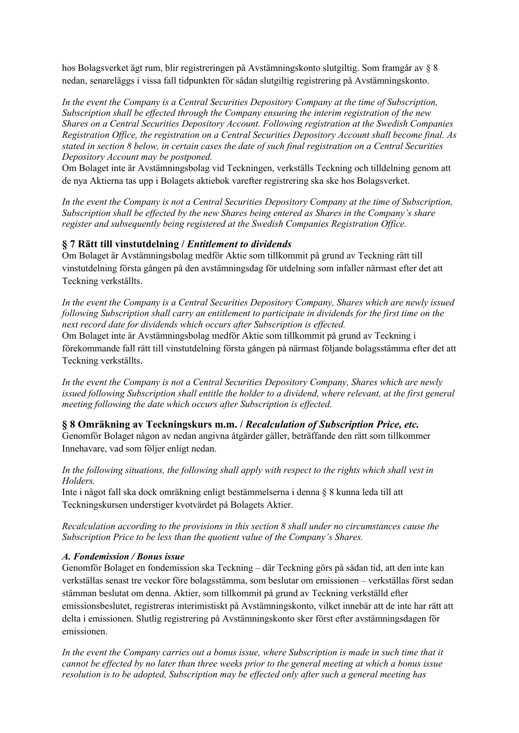hos Bolagsverket ägt rum, blir registreringen på Avstämningskonto slutgiltig. Som framgår av § 8 nedan, senareläggs i vissa fall tidpunkten för sådan slutgiltig registrering på Avstämningskonto.

*In the event the Company is a Central Securities Depository Company at the time of Subscription, Subscription shall be effected through the Company ensuring the interim registration of the new Shares on a Central Securities Depository Account. Following registration at the Swedish Companies Registration Office, the registration on a Central Securities Depository Account shall become final. As stated in section 8 below, in certain cases the date of such final registration on a Central Securities Depository Account may be postponed.*

Om Bolaget inte är Avstämningsbolag vid Teckningen, verkställs Teckning och tilldelning genom att de nya Aktierna tas upp i Bolagets aktiebok varefter registrering ska ske hos Bolagsverket.

*In the event the Company is not a Central Securities Depository Company at the time of Subscription, Subscription shall be effected by the new Shares being entered as Shares in the Company's share register and subsequently being registered at the Swedish Companies Registration Office.*

### § 7 Rätt till vinstutdelning / *Entitlement to dividends*

Om Bolaget är Avstämningsbolag medför Aktie som tillkommit på grund av Teckning rätt till vinstutdelning första gången på den avstämningsdag för utdelning som infaller närmast efter det att Teckning verkställts.

*In the event the Company is a Central Securities Depository Company, Shares which are newly issued following Subscription shall carry an entitlement to participate in dividends for the first time on the next record date for dividends which occurs after Subscription is effected.*

Om Bolaget inte är Avstämningsbolag medför Aktie som tillkommit på grund av Teckning i förekommande fall rätt till vinstutdelning första gången på närmast följande bolagsstämma efter det att Teckning verkställts.

*In the event the Company is not a Central Securities Depository Company, Shares which are newly issued following Subscription shall entitle the holder to a dividend, where relevant, at the first general meeting following the date which occurs after Subscription is effected.*

### § 8 Omräkning av Teckningskurs m.m. / *Recalculation of Subscription Price, etc.*

Genomför Bolaget någon av nedan angivna åtgärder gäller, beträffande den rätt som tillkommer Innehavare, vad som följer enligt nedan.

*In the following situations, the following shall apply with respect to the rights which shall vest in Holders.*

Inte i något fall ska dock omräkning enligt bestämmelserna i denna § 8 kunna leda till att Teckningskursen understiger kvotvärdet på Bolagets Aktier.

*Recalculation according to the provisions in this section 8 shall under no circumstances cause the Subscription Price to be less than the quotient value of the Company's Shares.*

#### *A. Fondemission / Bonus issue*

Genomför Bolaget en fondemission ska Teckning – där Teckning görs på sådan tid, att den inte kan verkställas senast tre veckor före bolagsstämma, som beslutar om emissionen – verkställas först sedan stämman beslutat om denna. Aktier, som tillkommit på grund av Teckning verkställd efter emissionsbeslutet, registreras interimistiskt på Avstämningskonto, vilket innebär att de inte har rätt att delta i emissionen. Slutlig registrering på Avstämningskonto sker först efter avstämningsdagen för emissionen.

*In the event the Company carries out a bonus issue, where Subscription is made in such time that it cannot be effected by no later than three weeks prior to the general meeting at which a bonus issue resolution is to be adopted, Subscription may be effected only after such a general meeting has*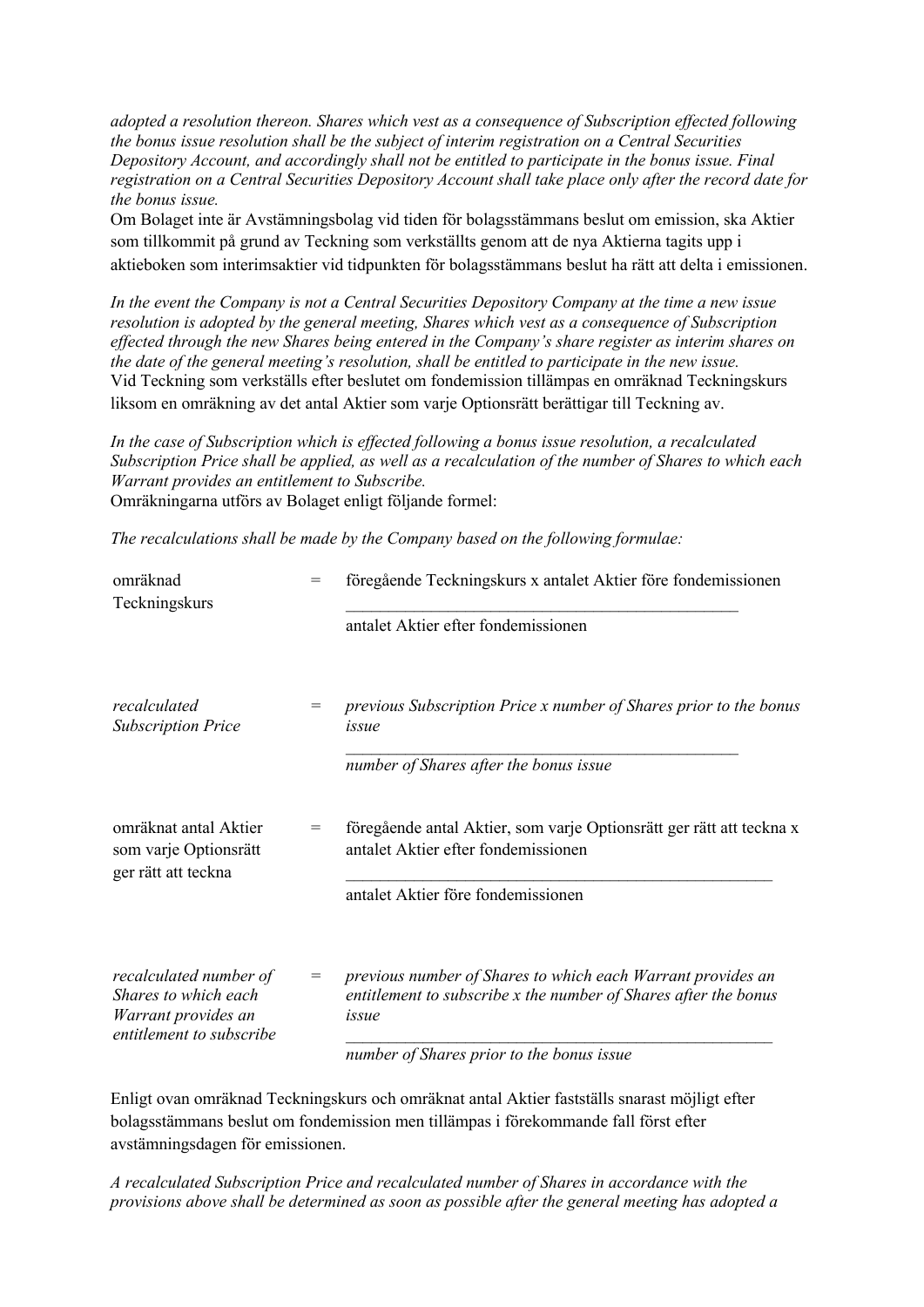*adopted a resolution thereon. Shares which vest as a consequence of Subscription effected following the bonus issue resolution shall be the subject of interim registration on a Central Securities Depository Account, and accordingly shall not be entitled to participate in the bonus issue. Final registration on a Central Securities Depository Account shall take place only after the record date for the bonus issue.*

Om Bolaget inte är Avstämningsbolag vid tiden för bolagsstämmans beslut om emission, ska Aktier som tillkommit på grund av Teckning som verkställts genom att de nya Aktierna tagits upp i aktieboken som interimsaktier vid tidpunkten för bolagsstämmans beslut ha rätt att delta i emissionen.

*In the event the Company is not a Central Securities Depository Company at the time a new issue resolution is adopted by the general meeting, Shares which vest as a consequence of Subscription effected through the new Shares being entered in the Company's share register as interim shares on the date of the general meeting's resolution, shall be entitled to participate in the new issue.*

Vid Teckning som verkställs efter beslutet om fondemission tillämpas en omräknad Teckningskurs liksom en omräkning av det antal Aktier som varje Optionsrätt berättigar till Teckning av.

*In the case of Subscription which is effected following a bonus issue resolution, a recalculated Subscription Price shall be applied, as well as a recalculation of the number of Shares to which each Warrant provides an entitlement to Subscribe.*

Omräkningarna utförs av Bolaget enligt följande formel:

*The recalculations shall be made by the Company based on the following formulae:*

$$\text{omräknad Teckningskurs} = \frac{\text{föregående Teckningskurs} \times \text{antalet Aktier före fondemissionen}}{\text{antalet Aktier efter fondemissionen}}$$

$$\textit{recalculated Subscription Price} = \frac{\textit{previous Subscription Price} \times \textit{number of Shares prior to the bonus issue}}{\textit{number of Shares after the bonus issue}}$$

$$\text{omräknat antal Aktier som varje Optionsrätt ger rätt att teckna} = \frac{\text{föregående antal Aktier, som varje Optionsrätt ger rätt att teckna} \times \text{antalet Aktier efter fondemissionen}}{\text{antalet Aktier före fondemissionen}}$$

$$\textit{recalculated number of Shares to which each Warrant provides an entitlement to subscribe} = \frac{\textit{previous number of Shares to which each Warrant provides an entitlement to subscribe} \times \textit{the number of Shares after the bonus issue}}{\textit{number of Shares prior to the bonus issue}}$$

Enligt ovan omräknad Teckningskurs och omräknat antal Aktier fastställs snarast möjligt efter bolagsstämmans beslut om fondemission men tillämpas i förekommande fall först efter avstämningsdagen för emissionen.

*A recalculated Subscription Price and recalculated number of Shares in accordance with the provisions above shall be determined as soon as possible after the general meeting has adopted a*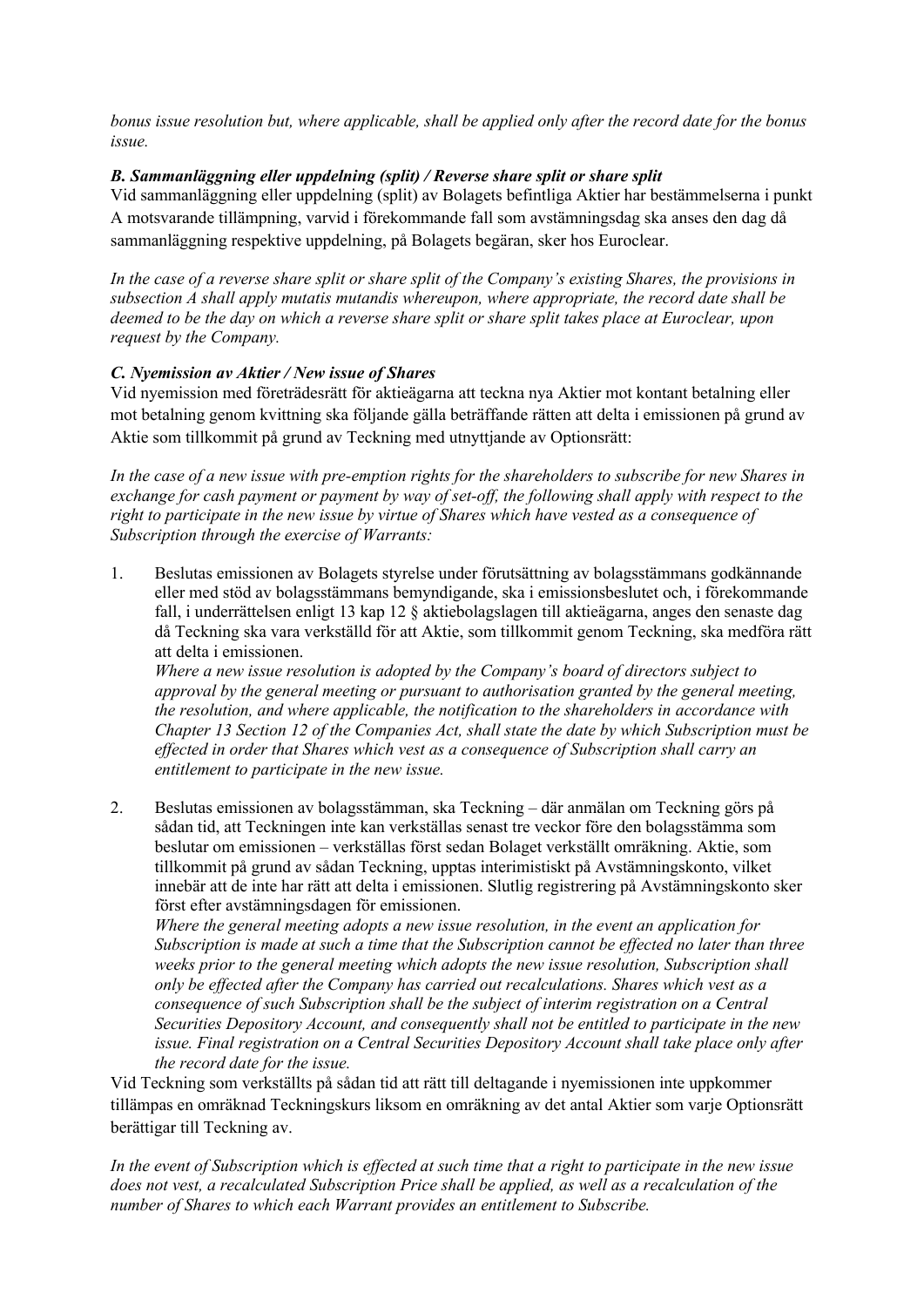*bonus issue resolution but, where applicable, shall be applied only after the record date for the bonus issue.*

***B. Sammanläggning eller uppdelning (split) / Reverse share split or share split***

Vid sammanläggning eller uppdelning (split) av Bolagets befintliga Aktier har bestämmelserna i punkt A motsvarande tillämpning, varvid i förekommande fall som avstämningsdag ska anses den dag då sammanläggning respektive uppdelning, på Bolagets begäran, sker hos Euroclear.

*In the case of a reverse share split or share split of the Company's existing Shares, the provisions in subsection A shall apply mutatis mutandis whereupon, where appropriate, the record date shall be deemed to be the day on which a reverse share split or share split takes place at Euroclear, upon request by the Company.*

***C. Nyemission av Aktier / New issue of Shares***

Vid nyemission med företrädesrätt för aktieägarna att teckna nya Aktier mot kontant betalning eller mot betalning genom kvittning ska följande gälla beträffande rätten att delta i emissionen på grund av Aktie som tillkommit på grund av Teckning med utnyttjande av Optionsrätt:

*In the case of a new issue with pre-emption rights for the shareholders to subscribe for new Shares in exchange for cash payment or payment by way of set-off, the following shall apply with respect to the right to participate in the new issue by virtue of Shares which have vested as a consequence of Subscription through the exercise of Warrants:*

1. Beslutas emissionen av Bolagets styrelse under förutsättning av bolagsstämmans godkännande eller med stöd av bolagsstämmans bemyndigande, ska i emissionsbeslutet och, i förekommande fall, i underrättelsen enligt 13 kap 12 § aktiebolagslagen till aktieägarna, anges den senaste dag då Teckning ska vara verkställd för att Aktie, som tillkommit genom Teckning, ska medföra rätt att delta i emissionen.
   *Where a new issue resolution is adopted by the Company's board of directors subject to approval by the general meeting or pursuant to authorisation granted by the general meeting, the resolution, and where applicable, the notification to the shareholders in accordance with Chapter 13 Section 12 of the Companies Act, shall state the date by which Subscription must be effected in order that Shares which vest as a consequence of Subscription shall carry an entitlement to participate in the new issue.*

2. Beslutas emissionen av bolagsstämman, ska Teckning – där anmälan om Teckning görs på sådan tid, att Teckningen inte kan verkställas senast tre veckor före den bolagsstämma som beslutar om emissionen – verkställas först sedan Bolaget verkställt omräkning. Aktie, som tillkommit på grund av sådan Teckning, upptas interimistiskt på Avstämningskonto, vilket innebär att de inte har rätt att delta i emissionen. Slutlig registrering på Avstämningskonto sker först efter avstämningsdagen för emissionen.
   *Where the general meeting adopts a new issue resolution, in the event an application for Subscription is made at such a time that the Subscription cannot be effected no later than three weeks prior to the general meeting which adopts the new issue resolution, Subscription shall only be effected after the Company has carried out recalculations. Shares which vest as a consequence of such Subscription shall be the subject of interim registration on a Central Securities Depository Account, and consequently shall not be entitled to participate in the new issue. Final registration on a Central Securities Depository Account shall take place only after the record date for the issue.*

Vid Teckning som verkställts på sådan tid att rätt till deltagande i nyemissionen inte uppkommer tillämpas en omräknad Teckningskurs liksom en omräkning av det antal Aktier som varje Optionsrätt berättigar till Teckning av.

*In the event of Subscription which is effected at such time that a right to participate in the new issue does not vest, a recalculated Subscription Price shall be applied, as well as a recalculation of the number of Shares to which each Warrant provides an entitlement to Subscribe.*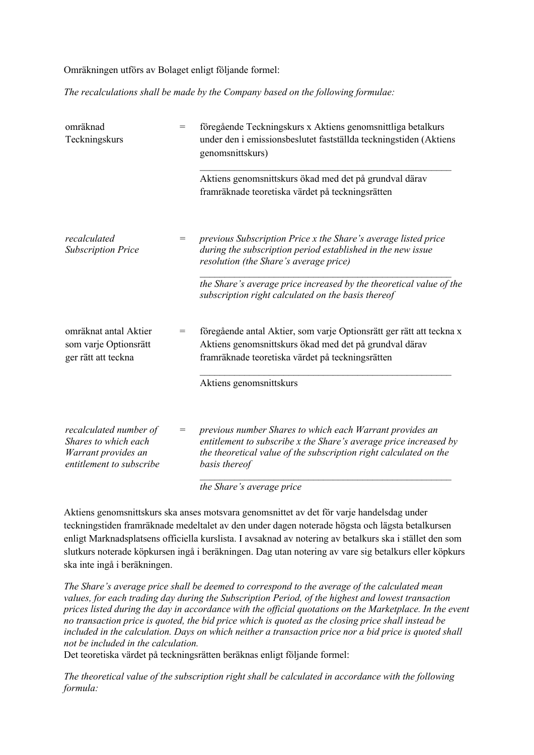Omräkningen utförs av Bolaget enligt följande formel:

*The recalculations shall be made by the Company based on the following formulae:*

$$\text{omräknad Teckningskurs} = \frac{\text{föregående Teckningskurs x Aktiens genomsnittliga betalkurs under den i emissionsbeslutet fastställda teckningstiden (Aktiens genomsnittskurs)}}{\text{Aktiens genomsnittskurs ökad med det på grundval därav framräknade teoretiska värdet på teckningsrätten}}$$

$$\textit{recalculated Subscription Price} = \frac{\textit{previous Subscription Price x the Share's average listed price during the subscription period established in the new issue resolution (the Share's average price)}}{\textit{the Share's average price increased by the theoretical value of the subscription right calculated on the basis thereof}}$$

$$\text{omräknat antal Aktier som varje Optionsrätt ger rätt att teckna} = \frac{\text{föregående antal Aktier, som varje Optionsrätt ger rätt att teckna x Aktiens genomsnittskurs ökad med det på grundval därav framräknade teoretiska värdet på teckningsrätten}}{\text{Aktiens genomsnittskurs}}$$

$$\textit{recalculated number of Shares to which each Warrant provides an entitlement to subscribe} = \frac{\textit{previous number Shares to which each Warrant provides an entitlement to subscribe x the Share's average price increased by the theoretical value of the subscription right calculated on the basis thereof}}{\textit{the Share's average price}}$$

Aktiens genomsnittskurs ska anses motsvara genomsnittet av det för varje handelsdag under teckningstiden framräknade medeltalet av den under dagen noterade högsta och lägsta betalkursen enligt Marknadsplatsens officiella kurslista. I avsaknad av notering av betalkurs ska i stället den som slutkurs noterade köpkursen ingå i beräkningen. Dag utan notering av vare sig betalkurs eller köpkurs ska inte ingå i beräkningen.

*The Share's average price shall be deemed to correspond to the average of the calculated mean values, for each trading day during the Subscription Period, of the highest and lowest transaction prices listed during the day in accordance with the official quotations on the Marketplace. In the event no transaction price is quoted, the bid price which is quoted as the closing price shall instead be included in the calculation. Days on which neither a transaction price nor a bid price is quoted shall not be included in the calculation.*

Det teoretiska värdet på teckningsrätten beräknas enligt följande formel:

*The theoretical value of the subscription right shall be calculated in accordance with the following formula:*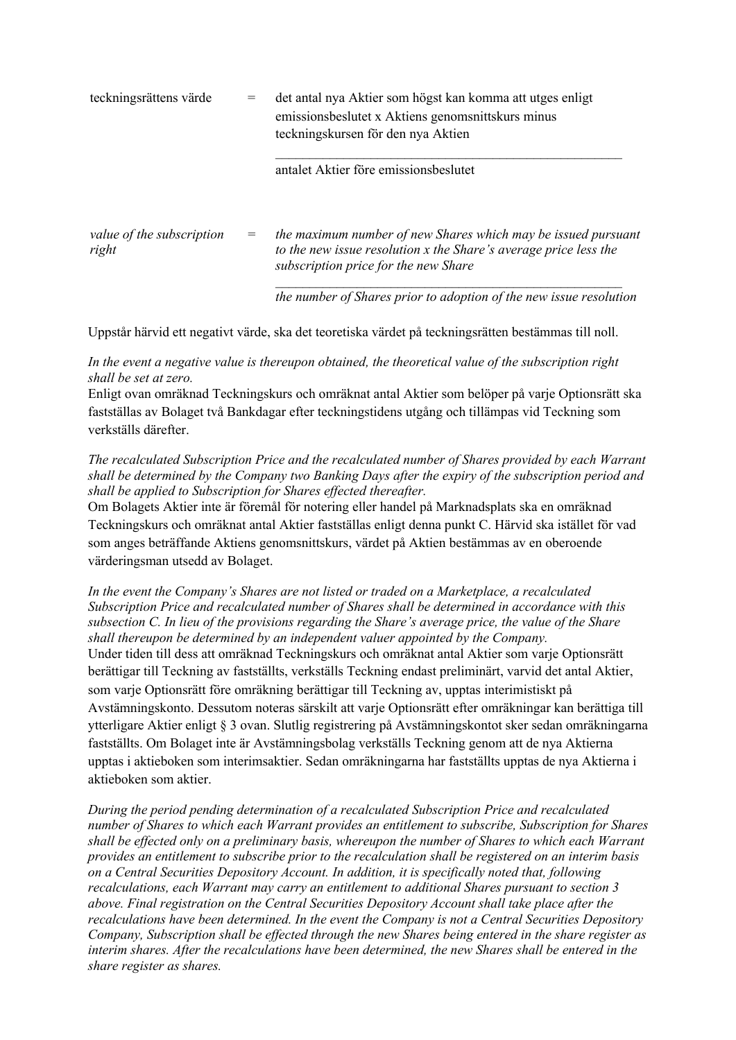$$\text{teckningsrättens värde} = \frac{\text{det antal nya Aktier som högst kan komma att utges enligt emissionsbeslutet} \times \text{Aktiens genomsnittskurs minus teckningskursen för den nya Aktien}}{\text{antalet Aktier före emissionsbeslutet}}$$

*value of the subscription right* = *the maximum number of new Shares which may be issued pursuant to the new issue resolution x the Share's average price less the subscription price for the new Share* / *the number of Shares prior to adoption of the new issue resolution*

$$\textit{value of the subscription right} = \frac{\textit{the maximum number of new Shares which may be issued pursuant to the new issue resolution} \times \textit{the Share's average price less the subscription price for the new Share}}{\textit{the number of Shares prior to adoption of the new issue resolution}}$$

Uppstår härvid ett negativt värde, ska det teoretiska värdet på teckningsrätten bestämmas till noll.

*In the event a negative value is thereupon obtained, the theoretical value of the subscription right shall be set at zero.*

Enligt ovan omräknad Teckningskurs och omräknat antal Aktier som belöper på varje Optionsrätt ska fastställas av Bolaget två Bankdagar efter teckningstidens utgång och tillämpas vid Teckning som verkställs därefter.

*The recalculated Subscription Price and the recalculated number of Shares provided by each Warrant shall be determined by the Company two Banking Days after the expiry of the subscription period and shall be applied to Subscription for Shares effected thereafter.*

Om Bolagets Aktier inte är föremål för notering eller handel på Marknadsplats ska en omräknad Teckningskurs och omräknat antal Aktier fastställas enligt denna punkt C. Härvid ska istället för vad som anges beträffande Aktiens genomsnittskurs, värdet på Aktien bestämmas av en oberoende värderingsman utsedd av Bolaget.

*In the event the Company's Shares are not listed or traded on a Marketplace, a recalculated Subscription Price and recalculated number of Shares shall be determined in accordance with this subsection C. In lieu of the provisions regarding the Share's average price, the value of the Share shall thereupon be determined by an independent valuer appointed by the Company.*

Under tiden till dess att omräknad Teckningskurs och omräknat antal Aktier som varje Optionsrätt berättigar till Teckning av fastställts, verkställs Teckning endast preliminärt, varvid det antal Aktier, som varje Optionsrätt före omräkning berättigar till Teckning av, upptas interimistiskt på Avstämningskonto. Dessutom noteras särskilt att varje Optionsrätt efter omräkningar kan berättiga till ytterligare Aktier enligt § 3 ovan. Slutlig registrering på Avstämningskontot sker sedan omräkningarna fastställts. Om Bolaget inte är Avstämningsbolag verkställs Teckning genom att de nya Aktierna upptas i aktieboken som interimsaktier. Sedan omräkningarna har fastställts upptas de nya Aktierna i aktieboken som aktier.

*During the period pending determination of a recalculated Subscription Price and recalculated number of Shares to which each Warrant provides an entitlement to subscribe, Subscription for Shares shall be effected only on a preliminary basis, whereupon the number of Shares to which each Warrant provides an entitlement to subscribe prior to the recalculation shall be registered on an interim basis on a Central Securities Depository Account. In addition, it is specifically noted that, following recalculations, each Warrant may carry an entitlement to additional Shares pursuant to section 3 above. Final registration on the Central Securities Depository Account shall take place after the recalculations have been determined. In the event the Company is not a Central Securities Depository Company, Subscription shall be effected through the new Shares being entered in the share register as interim shares. After the recalculations have been determined, the new Shares shall be entered in the share register as shares.*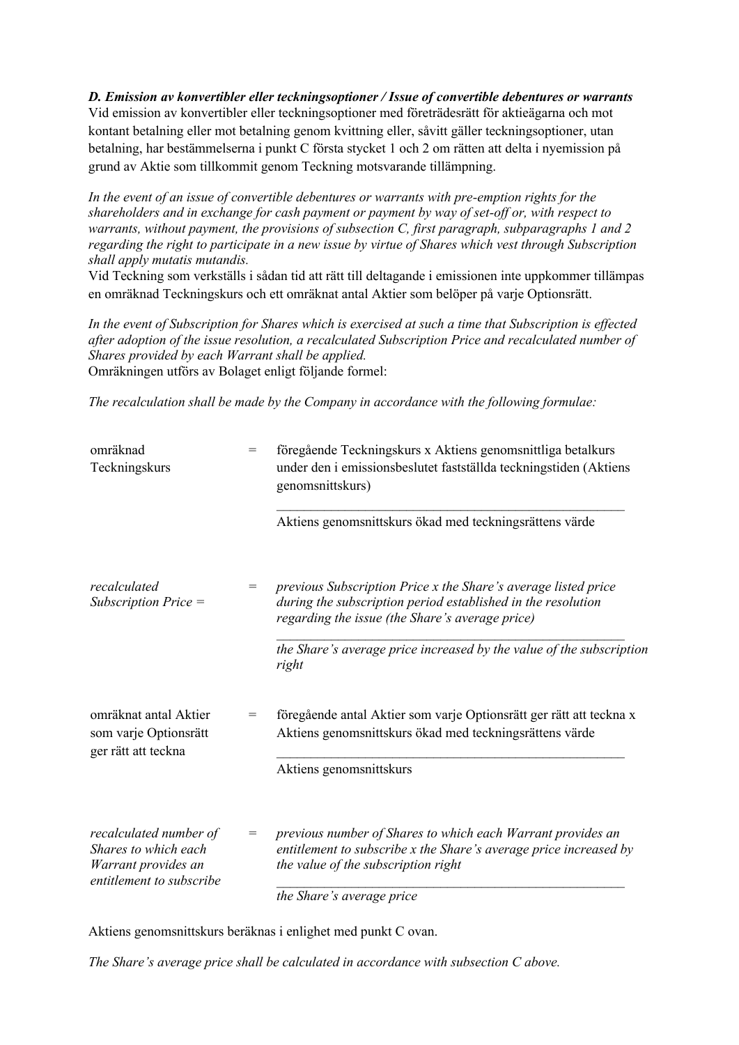***D. Emission av konvertibler eller teckningsoptioner / Issue of convertible debentures or warrants***

Vid emission av konvertibler eller teckningsoptioner med företrädesrätt för aktieägarna och mot kontant betalning eller mot betalning genom kvittning eller, såvitt gäller teckningsoptioner, utan betalning, har bestämmelserna i punkt C första stycket 1 och 2 om rätten att delta i nyemission på grund av Aktie som tillkommit genom Teckning motsvarande tillämpning.

*In the event of an issue of convertible debentures or warrants with pre-emption rights for the shareholders and in exchange for cash payment or payment by way of set-off or, with respect to warrants, without payment, the provisions of subsection C, first paragraph, subparagraphs 1 and 2 regarding the right to participate in a new issue by virtue of Shares which vest through Subscription shall apply mutatis mutandis.*

Vid Teckning som verkställs i sådan tid att rätt till deltagande i emissionen inte uppkommer tillämpas en omräknad Teckningskurs och ett omräknat antal Aktier som belöper på varje Optionsrätt.

*In the event of Subscription for Shares which is exercised at such a time that Subscription is effected after adoption of the issue resolution, a recalculated Subscription Price and recalculated number of Shares provided by each Warrant shall be applied.*

Omräkningen utförs av Bolaget enligt följande formel:

*The recalculation shall be made by the Company in accordance with the following formulae:*

$$\text{omräknad Teckningskurs} = \frac{\text{föregående Teckningskurs x Aktiens genomsnittliga betalkurs under den i emissionsbeslutet fastställda teckningstiden (Aktiens genomsnittskurs)}}{\text{Aktiens genomsnittskurs ökad med teckningsrättens värde}}$$

$$\textit{recalculated Subscription Price} = \frac{\textit{previous Subscription Price x the Share's average listed price during the subscription period established in the resolution regarding the issue (the Share's average price)}}{\textit{the Share's average price increased by the value of the subscription right}}$$

$$\text{omräknat antal Aktier som varje Optionsrätt ger rätt att teckna} = \frac{\text{föregående antal Aktier som varje Optionsrätt ger rätt att teckna x Aktiens genomsnittskurs ökad med teckningsrättens värde}}{\text{Aktiens genomsnittskurs}}$$

$$\textit{recalculated number of Shares to which each Warrant provides an entitlement to subscribe} = \frac{\textit{previous number of Shares to which each Warrant provides an entitlement to subscribe x the Share's average price increased by the value of the subscription right}}{\textit{the Share's average price}}$$

Aktiens genomsnittskurs beräknas i enlighet med punkt C ovan.

*The Share's average price shall be calculated in accordance with subsection C above.*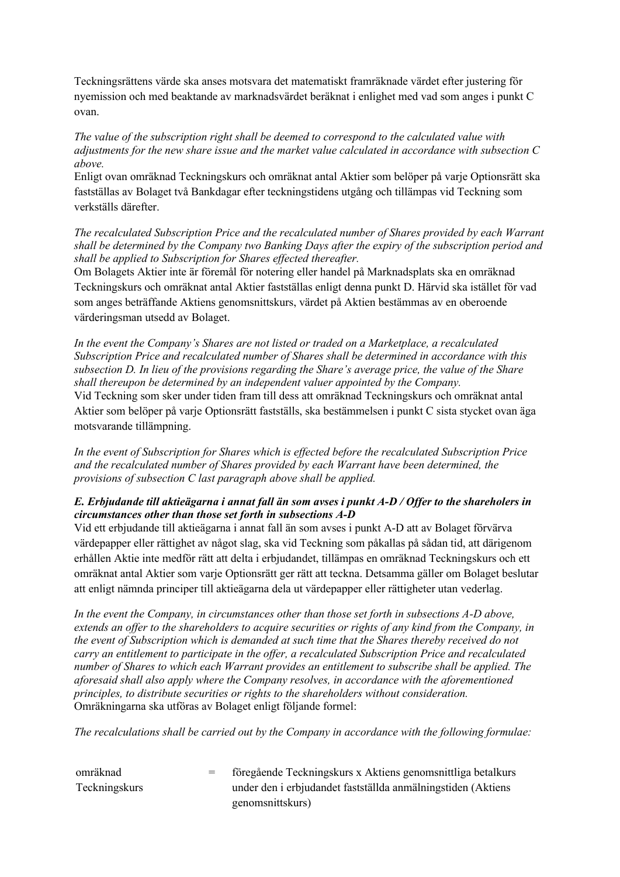Teckningsrättens värde ska anses motsvara det matematiskt framräknade värdet efter justering för nyemission och med beaktande av marknadsvärdet beräknat i enlighet med vad som anges i punkt C ovan.

*The value of the subscription right shall be deemed to correspond to the calculated value with adjustments for the new share issue and the market value calculated in accordance with subsection C above.*

Enligt ovan omräknad Teckningskurs och omräknat antal Aktier som belöper på varje Optionsrätt ska fastställas av Bolaget två Bankdagar efter teckningstidens utgång och tillämpas vid Teckning som verkställs därefter.

*The recalculated Subscription Price and the recalculated number of Shares provided by each Warrant shall be determined by the Company two Banking Days after the expiry of the subscription period and shall be applied to Subscription for Shares effected thereafter.*

Om Bolagets Aktier inte är föremål för notering eller handel på Marknadsplats ska en omräknad Teckningskurs och omräknat antal Aktier fastställas enligt denna punkt D. Härvid ska istället för vad som anges beträffande Aktiens genomsnittskurs, värdet på Aktien bestämmas av en oberoende värderingsman utsedd av Bolaget.

*In the event the Company's Shares are not listed or traded on a Marketplace, a recalculated Subscription Price and recalculated number of Shares shall be determined in accordance with this subsection D. In lieu of the provisions regarding the Share's average price, the value of the Share shall thereupon be determined by an independent valuer appointed by the Company.*

Vid Teckning som sker under tiden fram till dess att omräknad Teckningskurs och omräknat antal Aktier som belöper på varje Optionsrätt fastställs, ska bestämmelsen i punkt C sista stycket ovan äga motsvarande tillämpning.

*In the event of Subscription for Shares which is effected before the recalculated Subscription Price and the recalculated number of Shares provided by each Warrant have been determined, the provisions of subsection C last paragraph above shall be applied.*

### *E. Erbjudande till aktieägarna i annat fall än som avses i punkt A-D / Offer to the shareholers in circumstances other than those set forth in subsections A-D*

Vid ett erbjudande till aktieägarna i annat fall än som avses i punkt A-D att av Bolaget förvärva värdepapper eller rättighet av något slag, ska vid Teckning som påkallas på sådan tid, att därigenom erhållen Aktie inte medför rätt att delta i erbjudandet, tillämpas en omräknad Teckningskurs och ett omräknat antal Aktier som varje Optionsrätt ger rätt att teckna. Detsamma gäller om Bolaget beslutar att enligt nämnda principer till aktieägarna dela ut värdepapper eller rättigheter utan vederlag.

*In the event the Company, in circumstances other than those set forth in subsections A-D above, extends an offer to the shareholders to acquire securities or rights of any kind from the Company, in the event of Subscription which is demanded at such time that the Shares thereby received do not carry an entitlement to participate in the offer, a recalculated Subscription Price and recalculated number of Shares to which each Warrant provides an entitlement to subscribe shall be applied. The aforesaid shall also apply where the Company resolves, in accordance with the aforementioned principles, to distribute securities or rights to the shareholders without consideration.*

Omräkningarna ska utföras av Bolaget enligt följande formel:

*The recalculations shall be carried out by the Company in accordance with the following formulae:*

| | | |
|---|---|---|
| omräknad Teckningskurs | = | föregående Teckningskurs x Aktiens genomsnittliga betalkurs under den i erbjudandet fastställda anmälningstiden (Aktiens genomsnittskurs) |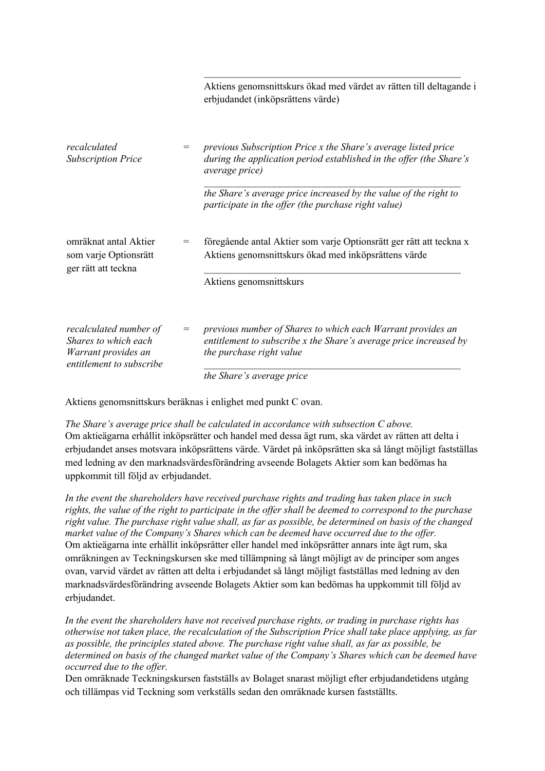\_\_\_\_\_\_\_\_\_\_\_\_\_\_\_\_\_\_\_\_\_\_\_\_\_\_\_\_\_\_\_\_\_\_\_\_\_\_\_\_\_\_\_\_\_\_\_\_\_\_\_\_

Aktiens genomsnittskurs ökad med värdet av rätten till deltagande i erbjudandet (inköpsrättens värde)

| | | |
|---|---|---|
| *recalculated Subscription Price* | = | *previous Subscription Price x the Share's average listed price during the application period established in the offer (the Share's average price)* <br> \_\_\_\_\_\_\_\_\_\_\_\_\_\_\_\_\_\_\_\_\_\_\_\_\_\_\_\_\_\_\_\_\_\_\_\_\_\_\_\_\_\_\_\_\_\_\_\_\_\_\_\_ <br> *the Share's average price increased by the value of the right to participate in the offer (the purchase right value)* |
| omräknat antal Aktier som varje Optionsrätt ger rätt att teckna | = | föregående antal Aktier som varje Optionsrätt ger rätt att teckna x Aktiens genomsnittskurs ökad med inköpsrättens värde <br> \_\_\_\_\_\_\_\_\_\_\_\_\_\_\_\_\_\_\_\_\_\_\_\_\_\_\_\_\_\_\_\_\_\_\_\_\_\_\_\_\_\_\_\_\_\_\_\_\_\_\_\_ <br> Aktiens genomsnittskurs |
| *recalculated number of Shares to which each Warrant provides an entitlement to subscribe* | = | *previous number of Shares to which each Warrant provides an entitlement to subscribe x the Share's average price increased by the purchase right value* <br> \_\_\_\_\_\_\_\_\_\_\_\_\_\_\_\_\_\_\_\_\_\_\_\_\_\_\_\_\_\_\_\_\_\_\_\_\_\_\_\_\_\_\_\_\_\_\_\_\_\_\_\_ <br> *the Share's average price* |

Aktiens genomsnittskurs beräknas i enlighet med punkt C ovan.

*The Share's average price shall be calculated in accordance with subsection C above.*

Om aktieägarna erhållit inköpsrätter och handel med dessa ägt rum, ska värdet av rätten att delta i erbjudandet anses motsvara inköpsrättens värde. Värdet på inköpsrätten ska så långt möjligt fastställas med ledning av den marknadsvärdesförändring avseende Bolagets Aktier som kan bedömas ha uppkommit till följd av erbjudandet.

*In the event the shareholders have received purchase rights and trading has taken place in such rights, the value of the right to participate in the offer shall be deemed to correspond to the purchase right value. The purchase right value shall, as far as possible, be determined on basis of the changed market value of the Company's Shares which can be deemed have occurred due to the offer.*

Om aktieägarna inte erhållit inköpsrätter eller handel med inköpsrätter annars inte ägt rum, ska omräkningen av Teckningskursen ske med tillämpning så långt möjligt av de principer som anges ovan, varvid värdet av rätten att delta i erbjudandet så långt möjligt fastställas med ledning av den marknadsvärdesförändring avseende Bolagets Aktier som kan bedömas ha uppkommit till följd av erbjudandet.

*In the event the shareholders have not received purchase rights, or trading in purchase rights has otherwise not taken place, the recalculation of the Subscription Price shall take place applying, as far as possible, the principles stated above. The purchase right value shall, as far as possible, be determined on basis of the changed market value of the Company's Shares which can be deemed have occurred due to the offer.*

Den omräknade Teckningskursen fastställs av Bolaget snarast möjligt efter erbjudandetidens utgång och tillämpas vid Teckning som verkställs sedan den omräknade kursen fastställts.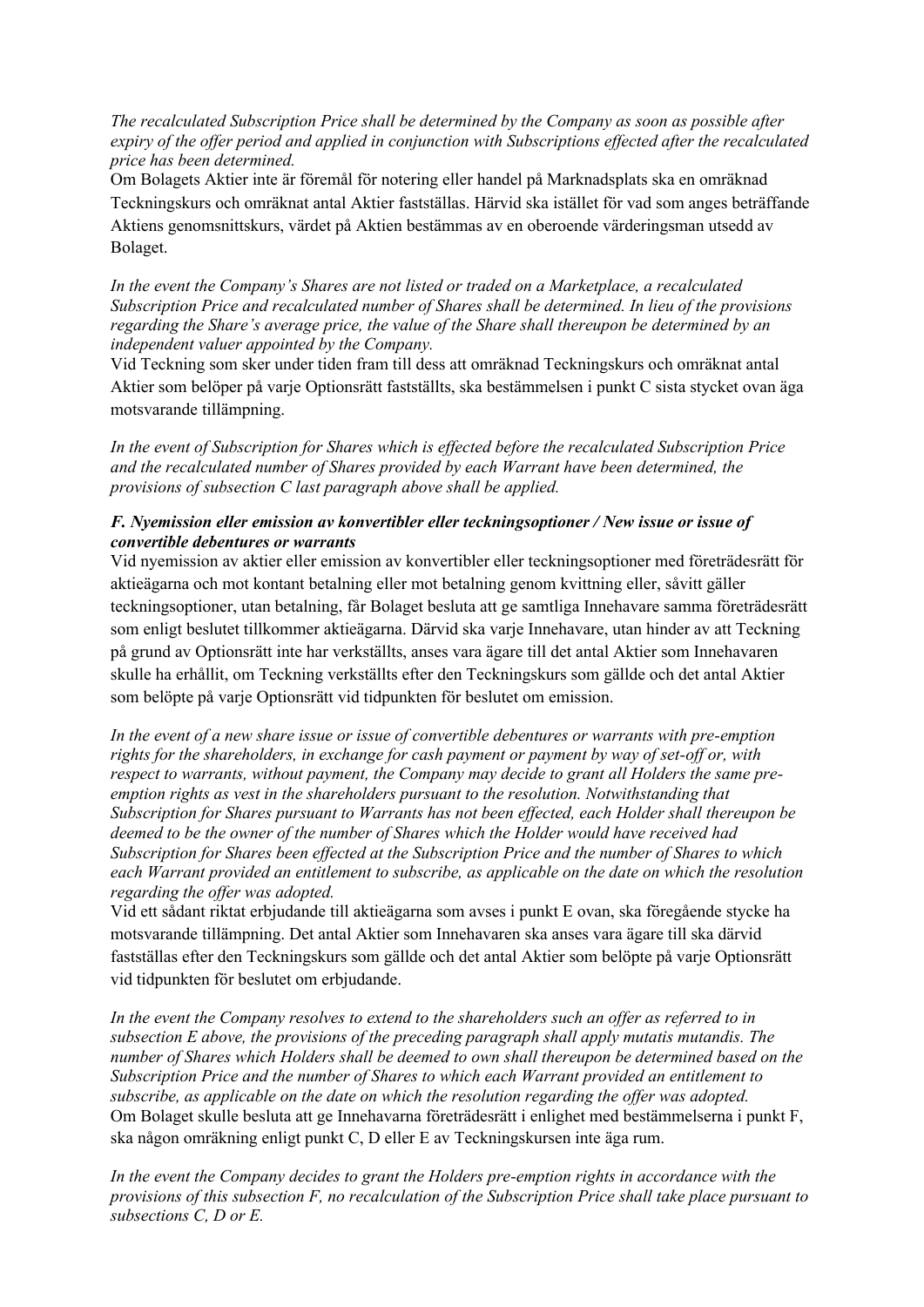*The recalculated Subscription Price shall be determined by the Company as soon as possible after expiry of the offer period and applied in conjunction with Subscriptions effected after the recalculated price has been determined.*

Om Bolagets Aktier inte är föremål för notering eller handel på Marknadsplats ska en omräknad Teckningskurs och omräknat antal Aktier fastställas. Härvid ska istället för vad som anges beträffande Aktiens genomsnittskurs, värdet på Aktien bestämmas av en oberoende värderingsman utsedd av Bolaget.

*In the event the Company's Shares are not listed or traded on a Marketplace, a recalculated Subscription Price and recalculated number of Shares shall be determined. In lieu of the provisions regarding the Share's average price, the value of the Share shall thereupon be determined by an independent valuer appointed by the Company.*

Vid Teckning som sker under tiden fram till dess att omräknad Teckningskurs och omräknat antal Aktier som belöper på varje Optionsrätt fastställts, ska bestämmelsen i punkt C sista stycket ovan äga motsvarande tillämpning.

*In the event of Subscription for Shares which is effected before the recalculated Subscription Price and the recalculated number of Shares provided by each Warrant have been determined, the provisions of subsection C last paragraph above shall be applied.*

### *F. Nyemission eller emission av konvertibler eller teckningsoptioner / New issue or issue of convertible debentures or warrants*

Vid nyemission av aktier eller emission av konvertibler eller teckningsoptioner med företrädesrätt för aktieägarna och mot kontant betalning eller mot betalning genom kvittning eller, såvitt gäller teckningsoptioner, utan betalning, får Bolaget besluta att ge samtliga Innehavare samma företrädesrätt som enligt beslutet tillkommer aktieägarna. Därvid ska varje Innehavare, utan hinder av att Teckning på grund av Optionsrätt inte har verkställts, anses vara ägare till det antal Aktier som Innehavaren skulle ha erhållit, om Teckning verkställts efter den Teckningskurs som gällde och det antal Aktier som belöpte på varje Optionsrätt vid tidpunkten för beslutet om emission.

*In the event of a new share issue or issue of convertible debentures or warrants with pre-emption rights for the shareholders, in exchange for cash payment or payment by way of set-off or, with respect to warrants, without payment, the Company may decide to grant all Holders the same pre-emption rights as vest in the shareholders pursuant to the resolution. Notwithstanding that Subscription for Shares pursuant to Warrants has not been effected, each Holder shall thereupon be deemed to be the owner of the number of Shares which the Holder would have received had Subscription for Shares been effected at the Subscription Price and the number of Shares to which each Warrant provided an entitlement to subscribe, as applicable on the date on which the resolution regarding the offer was adopted.*

Vid ett sådant riktat erbjudande till aktieägarna som avses i punkt E ovan, ska föregående stycke ha motsvarande tillämpning. Det antal Aktier som Innehavaren ska anses vara ägare till ska därvid fastställas efter den Teckningskurs som gällde och det antal Aktier som belöpte på varje Optionsrätt vid tidpunkten för beslutet om erbjudande.

*In the event the Company resolves to extend to the shareholders such an offer as referred to in subsection E above, the provisions of the preceding paragraph shall apply mutatis mutandis. The number of Shares which Holders shall be deemed to own shall thereupon be determined based on the Subscription Price and the number of Shares to which each Warrant provided an entitlement to subscribe, as applicable on the date on which the resolution regarding the offer was adopted.*

Om Bolaget skulle besluta att ge Innehavarna företrädesrätt i enlighet med bestämmelserna i punkt F, ska någon omräkning enligt punkt C, D eller E av Teckningskursen inte äga rum.

*In the event the Company decides to grant the Holders pre-emption rights in accordance with the provisions of this subsection F, no recalculation of the Subscription Price shall take place pursuant to subsections C, D or E.*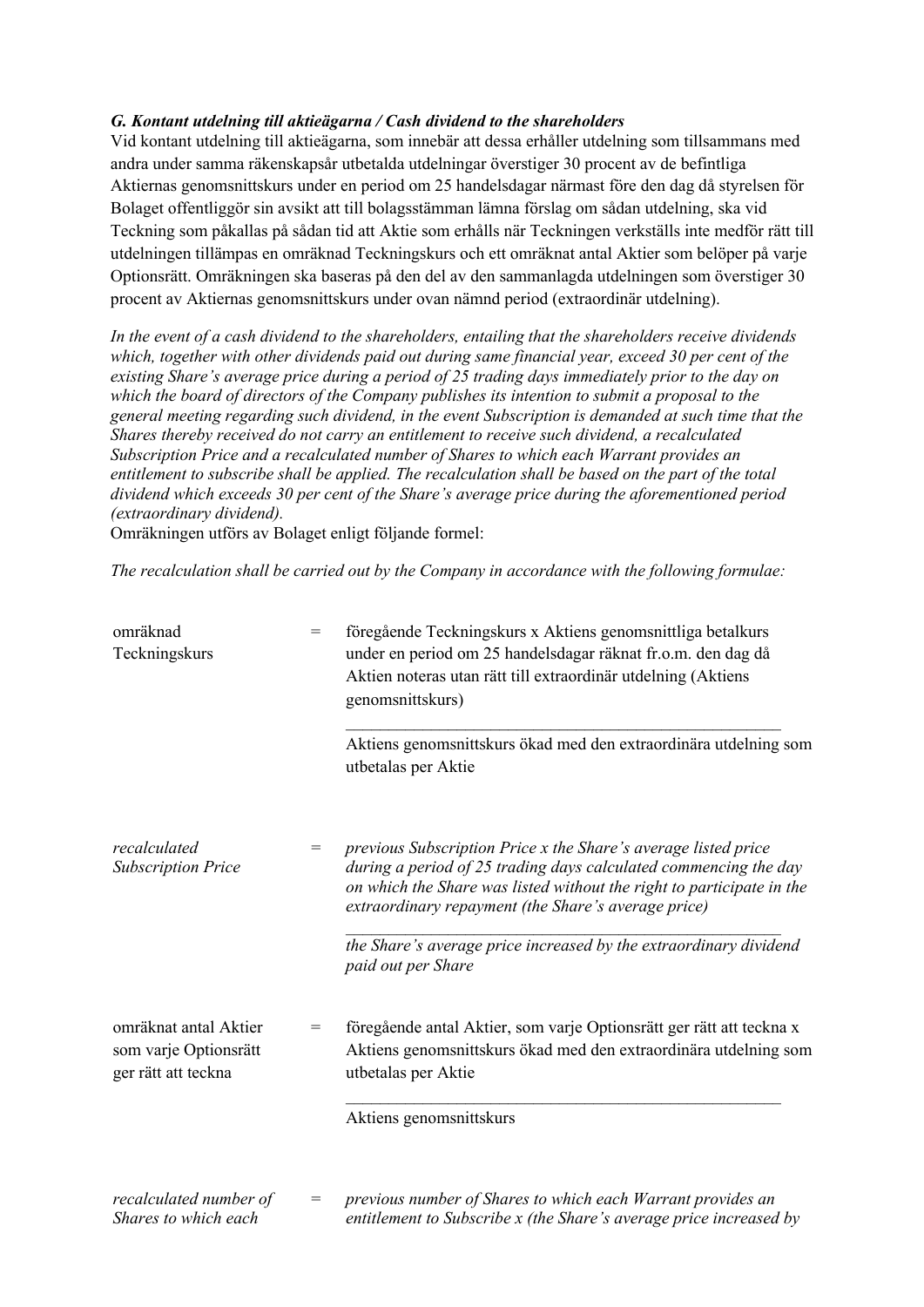***G. Kontant utdelning till aktieägarna / Cash dividend to the shareholders***

Vid kontant utdelning till aktieägarna, som innebär att dessa erhåller utdelning som tillsammans med andra under samma räkenskapsår utbetalda utdelningar överstiger 30 procent av de befintliga Aktiernas genomsnittskurs under en period om 25 handelsdagar närmast före den dag då styrelsen för Bolaget offentliggör sin avsikt att till bolagsstämman lämna förslag om sådan utdelning, ska vid Teckning som påkallas på sådan tid att Aktie som erhålls när Teckningen verkställs inte medför rätt till utdelningen tillämpas en omräknad Teckningskurs och ett omräknat antal Aktier som belöper på varje Optionsrätt. Omräkningen ska baseras på den del av den sammanlagda utdelningen som överstiger 30 procent av Aktiernas genomsnittskurs under ovan nämnd period (extraordinär utdelning).

*In the event of a cash dividend to the shareholders, entailing that the shareholders receive dividends which, together with other dividends paid out during same financial year, exceed 30 per cent of the existing Share's average price during a period of 25 trading days immediately prior to the day on which the board of directors of the Company publishes its intention to submit a proposal to the general meeting regarding such dividend, in the event Subscription is demanded at such time that the Shares thereby received do not carry an entitlement to receive such dividend, a recalculated Subscription Price and a recalculated number of Shares to which each Warrant provides an entitlement to subscribe shall be applied. The recalculation shall be based on the part of the total dividend which exceeds 30 per cent of the Share's average price during the aforementioned period (extraordinary dividend).*

Omräkningen utförs av Bolaget enligt följande formel:

*The recalculation shall be carried out by the Company in accordance with the following formulae:*

| | | |
|---|---|---|
| omräknad Teckningskurs | = | föregående Teckningskurs x Aktiens genomsnittliga betalkurs under en period om 25 handelsdagar räknat fr.o.m. den dag då Aktien noteras utan rätt till extraordinär utdelning (Aktiens genomsnittskurs) |
| | | ______________________________ |
| | | Aktiens genomsnittskurs ökad med den extraordinära utdelning som utbetalas per Aktie |
| *recalculated Subscription Price* | = | *previous Subscription Price x the Share's average listed price during a period of 25 trading days calculated commencing the day on which the Share was listed without the right to participate in the extraordinary repayment (the Share's average price)* |
| | | ______________________________ |
| | | *the Share's average price increased by the extraordinary dividend paid out per Share* |
| omräknat antal Aktier som varje Optionsrätt ger rätt att teckna | = | föregående antal Aktier, som varje Optionsrätt ger rätt att teckna x Aktiens genomsnittskurs ökad med den extraordinära utdelning som utbetalas per Aktie |
| | | ______________________________ |
| | | Aktiens genomsnittskurs |
| *recalculated number of Shares to which each* | = | *previous number of Shares to which each Warrant provides an entitlement to Subscribe x (the Share's average price increased by* |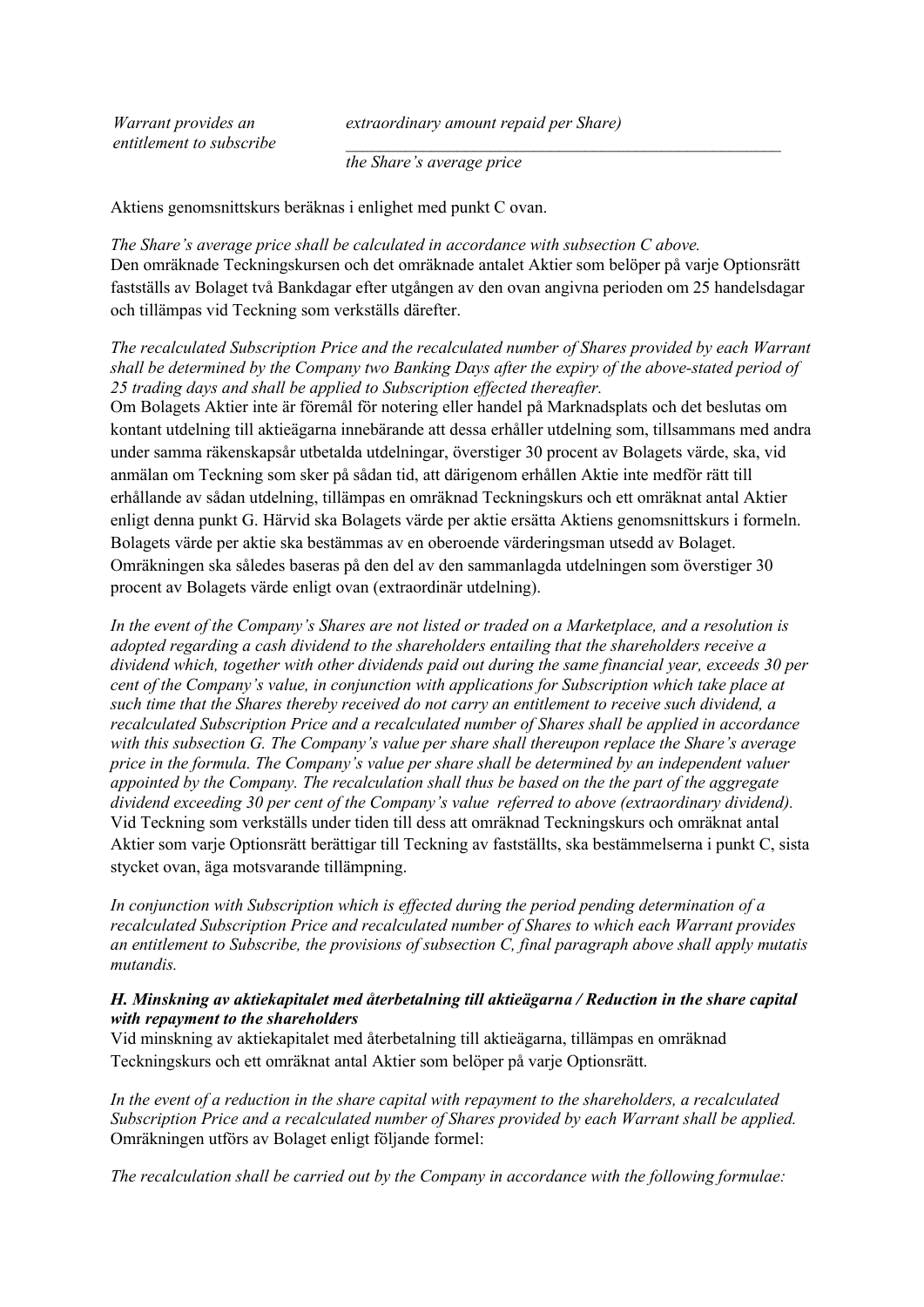*Warrant provides an entitlement to subscribe* | *extraordinary amount repaid per Share)*
*the Share's average price*

Aktiens genomsnittskurs beräknas i enlighet med punkt C ovan.

*The Share's average price shall be calculated in accordance with subsection C above.*

Den omräknade Teckningskursen och det omräknade antalet Aktier som belöper på varje Optionsrätt fastställs av Bolaget två Bankdagar efter utgången av den ovan angivna perioden om 25 handelsdagar och tillämpas vid Teckning som verkställs därefter.

*The recalculated Subscription Price and the recalculated number of Shares provided by each Warrant shall be determined by the Company two Banking Days after the expiry of the above-stated period of 25 trading days and shall be applied to Subscription effected thereafter.*

Om Bolagets Aktier inte är föremål för notering eller handel på Marknadsplats och det beslutas om kontant utdelning till aktieägarna innebärande att dessa erhåller utdelning som, tillsammans med andra under samma räkenskapsår utbetalda utdelningar, överstiger 30 procent av Bolagets värde, ska, vid anmälan om Teckning som sker på sådan tid, att därigenom erhållen Aktie inte medför rätt till erhållande av sådan utdelning, tillämpas en omräknad Teckningskurs och ett omräknat antal Aktier enligt denna punkt G. Härvid ska Bolagets värde per aktie ersätta Aktiens genomsnittskurs i formeln. Bolagets värde per aktie ska bestämmas av en oberoende värderingsman utsedd av Bolaget. Omräkningen ska således baseras på den del av den sammanlagda utdelningen som överstiger 30 procent av Bolagets värde enligt ovan (extraordinär utdelning).

*In the event of the Company's Shares are not listed or traded on a Marketplace, and a resolution is adopted regarding a cash dividend to the shareholders entailing that the shareholders receive a dividend which, together with other dividends paid out during the same financial year, exceeds 30 per cent of the Company's value, in conjunction with applications for Subscription which take place at such time that the Shares thereby received do not carry an entitlement to receive such dividend, a recalculated Subscription Price and a recalculated number of Shares shall be applied in accordance with this subsection G. The Company's value per share shall thereupon replace the Share's average price in the formula. The Company's value per share shall be determined by an independent valuer appointed by the Company. The recalculation shall thus be based on the part of the aggregate dividend exceeding 30 per cent of the Company's value referred to above (extraordinary dividend).*

Vid Teckning som verkställs under tiden till dess att omräknad Teckningskurs och omräknat antal Aktier som varje Optionsrätt berättigar till Teckning av fastställts, ska bestämmelserna i punkt C, sista stycket ovan, äga motsvarande tillämpning.

*In conjunction with Subscription which is effected during the period pending determination of a recalculated Subscription Price and recalculated number of Shares to which each Warrant provides an entitlement to Subscribe, the provisions of subsection C, final paragraph above shall apply mutatis mutandis.*

### *H. Minskning av aktiekapitalet med återbetalning till aktieägarna / Reduction in the share capital with repayment to the shareholders*

Vid minskning av aktiekapitalet med återbetalning till aktieägarna, tillämpas en omräknad Teckningskurs och ett omräknat antal Aktier som belöper på varje Optionsrätt.

*In the event of a reduction in the share capital with repayment to the shareholders, a recalculated Subscription Price and a recalculated number of Shares provided by each Warrant shall be applied.*

Omräkningen utförs av Bolaget enligt följande formel:

*The recalculation shall be carried out by the Company in accordance with the following formulae:*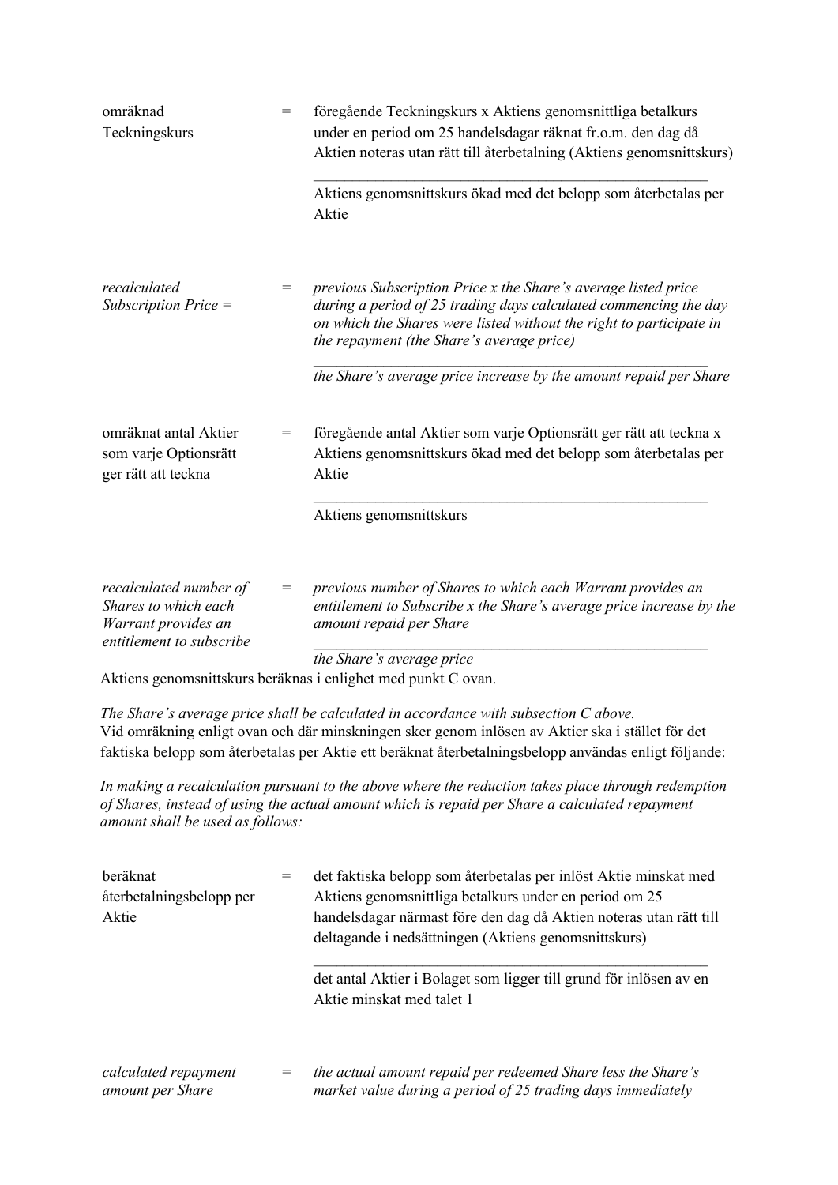omräknad Teckningskurs = föregående Teckningskurs x Aktiens genomsnittliga betalkurs under en period om 25 handelsdagar räknat fr.o.m. den dag då Aktien noteras utan rätt till återbetalning (Aktiens genomsnittskurs)

\_\_\_\_\_\_\_\_\_\_\_\_\_\_\_\_\_\_\_\_\_\_\_\_\_\_\_\_\_\_\_\_\_\_\_\_\_\_\_\_\_\_\_\_\_\_\_\_

Aktiens genomsnittskurs ökad med det belopp som återbetalas per Aktie

*recalculated Subscription Price = = previous Subscription Price x the Share's average listed price during a period of 25 trading days calculated commencing the day on which the Shares were listed without the right to participate in the repayment (the Share's average price)*

\_\_\_\_\_\_\_\_\_\_\_\_\_\_\_\_\_\_\_\_\_\_\_\_\_\_\_\_\_\_\_\_\_\_\_\_\_\_\_\_\_\_\_\_\_\_\_\_

*the Share's average price increase by the amount repaid per Share*

omräknat antal Aktier som varje Optionsrätt ger rätt att teckna = föregående antal Aktier som varje Optionsrätt ger rätt att teckna x Aktiens genomsnittskurs ökad med det belopp som återbetalas per Aktie

\_\_\_\_\_\_\_\_\_\_\_\_\_\_\_\_\_\_\_\_\_\_\_\_\_\_\_\_\_\_\_\_\_\_\_\_\_\_\_\_\_\_\_\_\_\_\_\_

Aktiens genomsnittskurs

*recalculated number of Shares to which each Warrant provides an entitlement to subscribe = previous number of Shares to which each Warrant provides an entitlement to Subscribe x the Share's average price increase by the amount repaid per Share*

\_\_\_\_\_\_\_\_\_\_\_\_\_\_\_\_\_\_\_\_\_\_\_\_\_\_\_\_\_\_\_\_\_\_\_\_\_\_\_\_\_\_\_\_\_\_\_\_

*the Share's average price*

Aktiens genomsnittskurs beräknas i enlighet med punkt C ovan.

*The Share's average price shall be calculated in accordance with subsection C above.*

Vid omräkning enligt ovan och där minskningen sker genom inlösen av Aktier ska i stället för det faktiska belopp som återbetalas per Aktie ett beräknat återbetalningsbelopp användas enligt följande:

*In making a recalculation pursuant to the above where the reduction takes place through redemption of Shares, instead of using the actual amount which is repaid per Share a calculated repayment amount shall be used as follows:*

beräknat återbetalningsbelopp per Aktie = det faktiska belopp som återbetalas per inlöst Aktie minskat med Aktiens genomsnittliga betalkurs under en period om 25 handelsdagar närmast före den dag då Aktien noteras utan rätt till deltagande i nedsättningen (Aktiens genomsnittskurs)

\_\_\_\_\_\_\_\_\_\_\_\_\_\_\_\_\_\_\_\_\_\_\_\_\_\_\_\_\_\_\_\_\_\_\_\_\_\_\_\_\_\_\_\_\_\_\_\_

det antal Aktier i Bolaget som ligger till grund för inlösen av en Aktie minskat med talet 1

*calculated repayment amount per Share = the actual amount repaid per redeemed Share less the Share's market value during a period of 25 trading days immediately*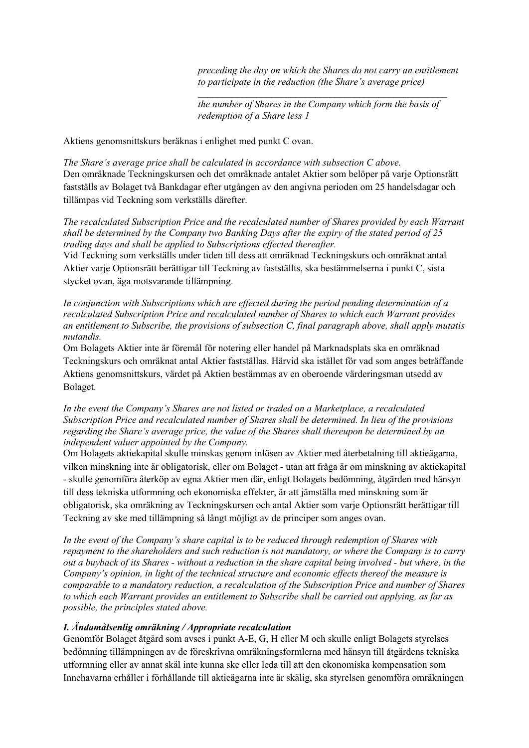*preceding the day on which the Shares do not carry an entitlement to participate in the reduction (the Share's average price)*

---

*the number of Shares in the Company which form the basis of redemption of a Share less 1*

Aktiens genomsnittskurs beräknas i enlighet med punkt C ovan.

*The Share's average price shall be calculated in accordance with subsection C above.*

Den omräknade Teckningskursen och det omräknade antalet Aktier som belöper på varje Optionsrätt fastställs av Bolaget två Bankdagar efter utgången av den angivna perioden om 25 handelsdagar och tillämpas vid Teckning som verkställs därefter.

*The recalculated Subscription Price and the recalculated number of Shares provided by each Warrant shall be determined by the Company two Banking Days after the expiry of the stated period of 25 trading days and shall be applied to Subscriptions effected thereafter.*

Vid Teckning som verkställs under tiden till dess att omräknad Teckningskurs och omräknat antal Aktier varje Optionsrätt berättigar till Teckning av fastställts, ska bestämmelserna i punkt C, sista stycket ovan, äga motsvarande tillämpning.

*In conjunction with Subscriptions which are effected during the period pending determination of a recalculated Subscription Price and recalculated number of Shares to which each Warrant provides an entitlement to Subscribe, the provisions of subsection C, final paragraph above, shall apply mutatis mutandis.*

Om Bolagets Aktier inte är föremål för notering eller handel på Marknadsplats ska en omräknad Teckningskurs och omräknat antal Aktier fastställas. Härvid ska istället för vad som anges beträffande Aktiens genomsnittskurs, värdet på Aktien bestämmas av en oberoende värderingsman utsedd av Bolaget.

*In the event the Company's Shares are not listed or traded on a Marketplace, a recalculated Subscription Price and recalculated number of Shares shall be determined. In lieu of the provisions regarding the Share's average price, the value of the Shares shall thereupon be determined by an independent valuer appointed by the Company.*

Om Bolagets aktiekapital skulle minskas genom inlösen av Aktier med återbetalning till aktieägarna, vilken minskning inte är obligatorisk, eller om Bolaget - utan att fråga är om minskning av aktiekapital - skulle genomföra återköp av egna Aktier men där, enligt Bolagets bedömning, åtgärden med hänsyn till dess tekniska utformning och ekonomiska effekter, är att jämställa med minskning som är obligatorisk, ska omräkning av Teckningskursen och antal Aktier som varje Optionsrätt berättigar till Teckning av ske med tillämpning så långt möjligt av de principer som anges ovan.

*In the event of the Company's share capital is to be reduced through redemption of Shares with repayment to the shareholders and such reduction is not mandatory, or where the Company is to carry out a buyback of its Shares - without a reduction in the share capital being involved - but where, in the Company's opinion, in light of the technical structure and economic effects thereof the measure is comparable to a mandatory reduction, a recalculation of the Subscription Price and number of Shares to which each Warrant provides an entitlement to Subscribe shall be carried out applying, as far as possible, the principles stated above.*

***I. Ändamålsenlig omräkning / Appropriate recalculation***

Genomför Bolaget åtgärd som avses i punkt A-E, G, H eller M och skulle enligt Bolagets styrelses bedömning tillämpningen av de föreskrivna omräkningsformlerna med hänsyn till åtgärdens tekniska utformning eller av annat skäl inte kunna ske eller leda till att den ekonomiska kompensation som Innehavarna erhåller i förhållande till aktieägarna inte är skälig, ska styrelsen genomföra omräkningen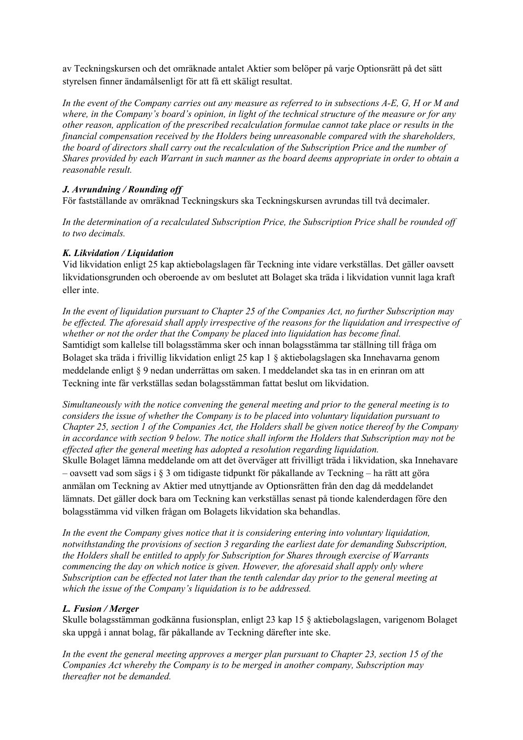av Teckningskursen och det omräknade antalet Aktier som belöper på varje Optionsrätt på det sätt styrelsen finner ändamålsenligt för att få ett skäligt resultat.

*In the event of the Company carries out any measure as referred to in subsections A-E, G, H or M and where, in the Company's board's opinion, in light of the technical structure of the measure or for any other reason, application of the prescribed recalculation formulae cannot take place or results in the financial compensation received by the Holders being unreasonable compared with the shareholders, the board of directors shall carry out the recalculation of the Subscription Price and the number of Shares provided by each Warrant in such manner as the board deems appropriate in order to obtain a reasonable result.*

***J. Avrundning / Rounding off***

För fastställande av omräknad Teckningskurs ska Teckningskursen avrundas till två decimaler.

*In the determination of a recalculated Subscription Price, the Subscription Price shall be rounded off to two decimals.*

***K. Likvidation / Liquidation***

Vid likvidation enligt 25 kap aktiebolagslagen får Teckning inte vidare verkställas. Det gäller oavsett likvidationsgrunden och oberoende av om beslutet att Bolaget ska träda i likvidation vunnit laga kraft eller inte.

*In the event of liquidation pursuant to Chapter 25 of the Companies Act, no further Subscription may be effected. The aforesaid shall apply irrespective of the reasons for the liquidation and irrespective of whether or not the order that the Company be placed into liquidation has become final.*

Samtidigt som kallelse till bolagsstämma sker och innan bolagsstämma tar ställning till fråga om Bolaget ska träda i frivillig likvidation enligt 25 kap 1 § aktiebolagslagen ska Innehavarna genom meddelande enligt § 9 nedan underrättas om saken. I meddelandet ska tas in en erinran om att Teckning inte får verkställas sedan bolagsstämman fattat beslut om likvidation.

*Simultaneously with the notice convening the general meeting and prior to the general meeting is to considers the issue of whether the Company is to be placed into voluntary liquidation pursuant to Chapter 25, section 1 of the Companies Act, the Holders shall be given notice thereof by the Company in accordance with section 9 below. The notice shall inform the Holders that Subscription may not be effected after the general meeting has adopted a resolution regarding liquidation.*

Skulle Bolaget lämna meddelande om att det överväger att frivilligt träda i likvidation, ska Innehavare – oavsett vad som sägs i § 3 om tidigaste tidpunkt för påkallande av Teckning – ha rätt att göra anmälan om Teckning av Aktier med utnyttjande av Optionsrätten från den dag då meddelandet lämnats. Det gäller dock bara om Teckning kan verkställas senast på tionde kalenderdagen före den bolagsstämma vid vilken frågan om Bolagets likvidation ska behandlas.

*In the event the Company gives notice that it is considering entering into voluntary liquidation, notwithstanding the provisions of section 3 regarding the earliest date for demanding Subscription, the Holders shall be entitled to apply for Subscription for Shares through exercise of Warrants commencing the day on which notice is given. However, the aforesaid shall apply only where Subscription can be effected not later than the tenth calendar day prior to the general meeting at which the issue of the Company's liquidation is to be addressed.*

***L. Fusion / Merger***

Skulle bolagsstämman godkänna fusionsplan, enligt 23 kap 15 § aktiebolagslagen, varigenom Bolaget ska uppgå i annat bolag, får påkallande av Teckning därefter inte ske.

*In the event the general meeting approves a merger plan pursuant to Chapter 23, section 15 of the Companies Act whereby the Company is to be merged in another company, Subscription may thereafter not be demanded.*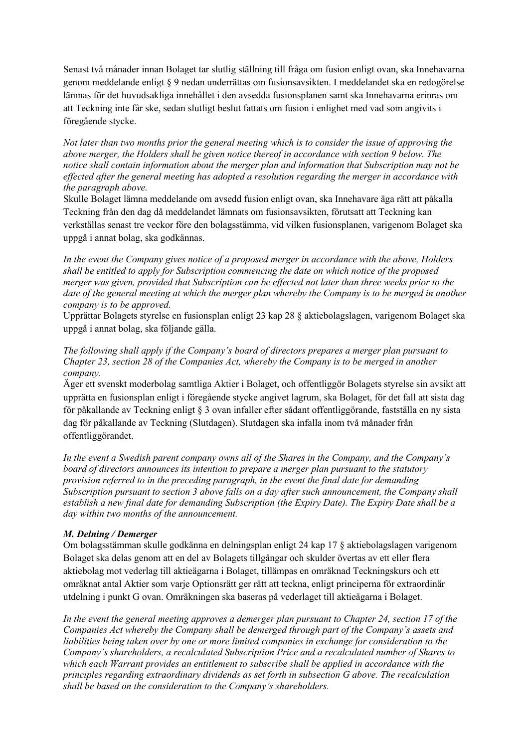Senast två månader innan Bolaget tar slutlig ställning till fråga om fusion enligt ovan, ska Innehavarna genom meddelande enligt § 9 nedan underrättas om fusionsavsikten. I meddelandet ska en redogörelse lämnas för det huvudsakliga innehållet i den avsedda fusionsplanen samt ska Innehavarna erinras om att Teckning inte får ske, sedan slutligt beslut fattats om fusion i enlighet med vad som angivits i föregående stycke.

*Not later than two months prior the general meeting which is to consider the issue of approving the above merger, the Holders shall be given notice thereof in accordance with section 9 below. The notice shall contain information about the merger plan and information that Subscription may not be effected after the general meeting has adopted a resolution regarding the merger in accordance with the paragraph above.*

Skulle Bolaget lämna meddelande om avsedd fusion enligt ovan, ska Innehavare äga rätt att påkalla Teckning från den dag då meddelandet lämnats om fusionsavsikten, förutsatt att Teckning kan verkställas senast tre veckor före den bolagsstämma, vid vilken fusionsplanen, varigenom Bolaget ska uppgå i annat bolag, ska godkännas.

*In the event the Company gives notice of a proposed merger in accordance with the above, Holders shall be entitled to apply for Subscription commencing the date on which notice of the proposed merger was given, provided that Subscription can be effected not later than three weeks prior to the date of the general meeting at which the merger plan whereby the Company is to be merged in another company is to be approved.*

Upprättar Bolagets styrelse en fusionsplan enligt 23 kap 28 § aktiebolagslagen, varigenom Bolaget ska uppgå i annat bolag, ska följande gälla.

*The following shall apply if the Company's board of directors prepares a merger plan pursuant to Chapter 23, section 28 of the Companies Act, whereby the Company is to be merged in another company.*

Äger ett svenskt moderbolag samtliga Aktier i Bolaget, och offentliggör Bolagets styrelse sin avsikt att upprätta en fusionsplan enligt i föregående stycke angivet lagrum, ska Bolaget, för det fall att sista dag för påkallande av Teckning enligt § 3 ovan infaller efter sådant offentliggörande, fastställa en ny sista dag för påkallande av Teckning (Slutdagen). Slutdagen ska infalla inom två månader från offentliggörandet.

*In the event a Swedish parent company owns all of the Shares in the Company, and the Company's board of directors announces its intention to prepare a merger plan pursuant to the statutory provision referred to in the preceding paragraph, in the event the final date for demanding Subscription pursuant to section 3 above falls on a day after such announcement, the Company shall establish a new final date for demanding Subscription (the Expiry Date). The Expiry Date shall be a day within two months of the announcement.*

***M. Delning / Demerger***

Om bolagsstämman skulle godkänna en delningsplan enligt 24 kap 17 § aktiebolagslagen varigenom Bolaget ska delas genom att en del av Bolagets tillgångar och skulder övertas av ett eller flera aktiebolag mot vederlag till aktieägarna i Bolaget, tillämpas en omräknad Teckningskurs och ett omräknat antal Aktier som varje Optionsrätt ger rätt att teckna, enligt principerna för extraordinär utdelning i punkt G ovan. Omräkningen ska baseras på vederlaget till aktieägarna i Bolaget.

*In the event the general meeting approves a demerger plan pursuant to Chapter 24, section 17 of the Companies Act whereby the Company shall be demerged through part of the Company's assets and liabilities being taken over by one or more limited companies in exchange for consideration to the Company's shareholders, a recalculated Subscription Price and a recalculated number of Shares to which each Warrant provides an entitlement to subscribe shall be applied in accordance with the principles regarding extraordinary dividends as set forth in subsection G above. The recalculation shall be based on the consideration to the Company's shareholders.*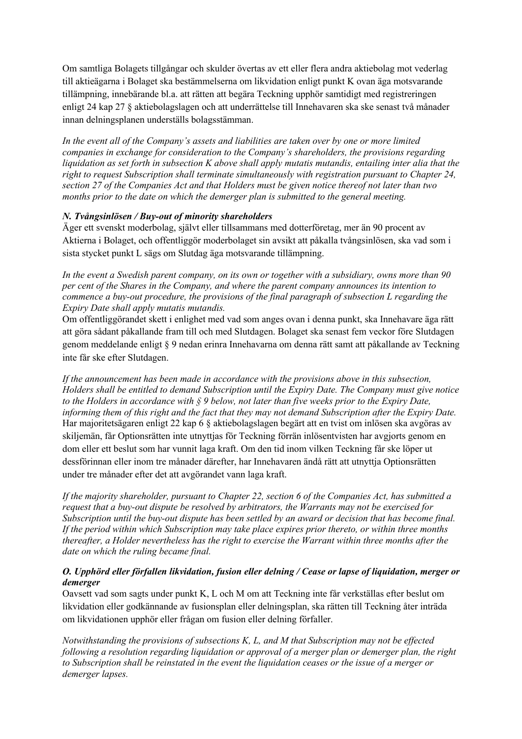Om samtliga Bolagets tillgångar och skulder övertas av ett eller flera andra aktiebolag mot vederlag till aktieägarna i Bolaget ska bestämmelserna om likvidation enligt punkt K ovan äga motsvarande tillämpning, innebärande bl.a. att rätten att begära Teckning upphör samtidigt med registreringen enligt 24 kap 27 § aktiebolagslagen och att underrättelse till Innehavaren ska ske senast två månader innan delningsplanen underställs bolagsstämman.

*In the event all of the Company's assets and liabilities are taken over by one or more limited companies in exchange for consideration to the Company's shareholders, the provisions regarding liquidation as set forth in subsection K above shall apply mutatis mutandis, entailing inter alia that the right to request Subscription shall terminate simultaneously with registration pursuant to Chapter 24, section 27 of the Companies Act and that Holders must be given notice thereof not later than two months prior to the date on which the demerger plan is submitted to the general meeting.*

### *N. Tvångsinlösen / Buy-out of minority shareholders*

Äger ett svenskt moderbolag, självt eller tillsammans med dotterföretag, mer än 90 procent av Aktierna i Bolaget, och offentliggör moderbolaget sin avsikt att påkalla tvångsinlösen, ska vad som i sista stycket punkt L sägs om Slutdag äga motsvarande tillämpning.

*In the event a Swedish parent company, on its own or together with a subsidiary, owns more than 90 per cent of the Shares in the Company, and where the parent company announces its intention to commence a buy-out procedure, the provisions of the final paragraph of subsection L regarding the Expiry Date shall apply mutatis mutandis.*

Om offentliggörandet skett i enlighet med vad som anges ovan i denna punkt, ska Innehavare äga rätt att göra sådant påkallande fram till och med Slutdagen. Bolaget ska senast fem veckor före Slutdagen genom meddelande enligt § 9 nedan erinra Innehavarna om denna rätt samt att påkallande av Teckning inte får ske efter Slutdagen.

*If the announcement has been made in accordance with the provisions above in this subsection, Holders shall be entitled to demand Subscription until the Expiry Date. The Company must give notice to the Holders in accordance with § 9 below, not later than five weeks prior to the Expiry Date, informing them of this right and the fact that they may not demand Subscription after the Expiry Date.*

Har majoritetsägaren enligt 22 kap 6 § aktiebolagslagen begärt att en tvist om inlösen ska avgöras av skiljemän, får Optionsrätten inte utnyttjas för Teckning förrän inlösentvisten har avgjorts genom en dom eller ett beslut som har vunnit laga kraft. Om den tid inom vilken Teckning får ske löper ut dessförinnan eller inom tre månader därefter, har Innehavaren ändå rätt att utnyttja Optionsrätten under tre månader efter det att avgörandet vann laga kraft.

*If the majority shareholder, pursuant to Chapter 22, section 6 of the Companies Act, has submitted a request that a buy-out dispute be resolved by arbitrators, the Warrants may not be exercised for Subscription until the buy-out dispute has been settled by an award or decision that has become final. If the period within which Subscription may take place expires prior thereto, or within three months thereafter, a Holder nevertheless has the right to exercise the Warrant within three months after the date on which the ruling became final.*

### *O. Upphörd eller förfallen likvidation, fusion eller delning / Cease or lapse of liquidation, merger or demerger*

Oavsett vad som sagts under punkt K, L och M om att Teckning inte får verkställas efter beslut om likvidation eller godkännande av fusionsplan eller delningsplan, ska rätten till Teckning åter inträda om likvidationen upphör eller frågan om fusion eller delning förfaller.

*Notwithstanding the provisions of subsections K, L, and M that Subscription may not be effected following a resolution regarding liquidation or approval of a merger plan or demerger plan, the right to Subscription shall be reinstated in the event the liquidation ceases or the issue of a merger or demerger lapses.*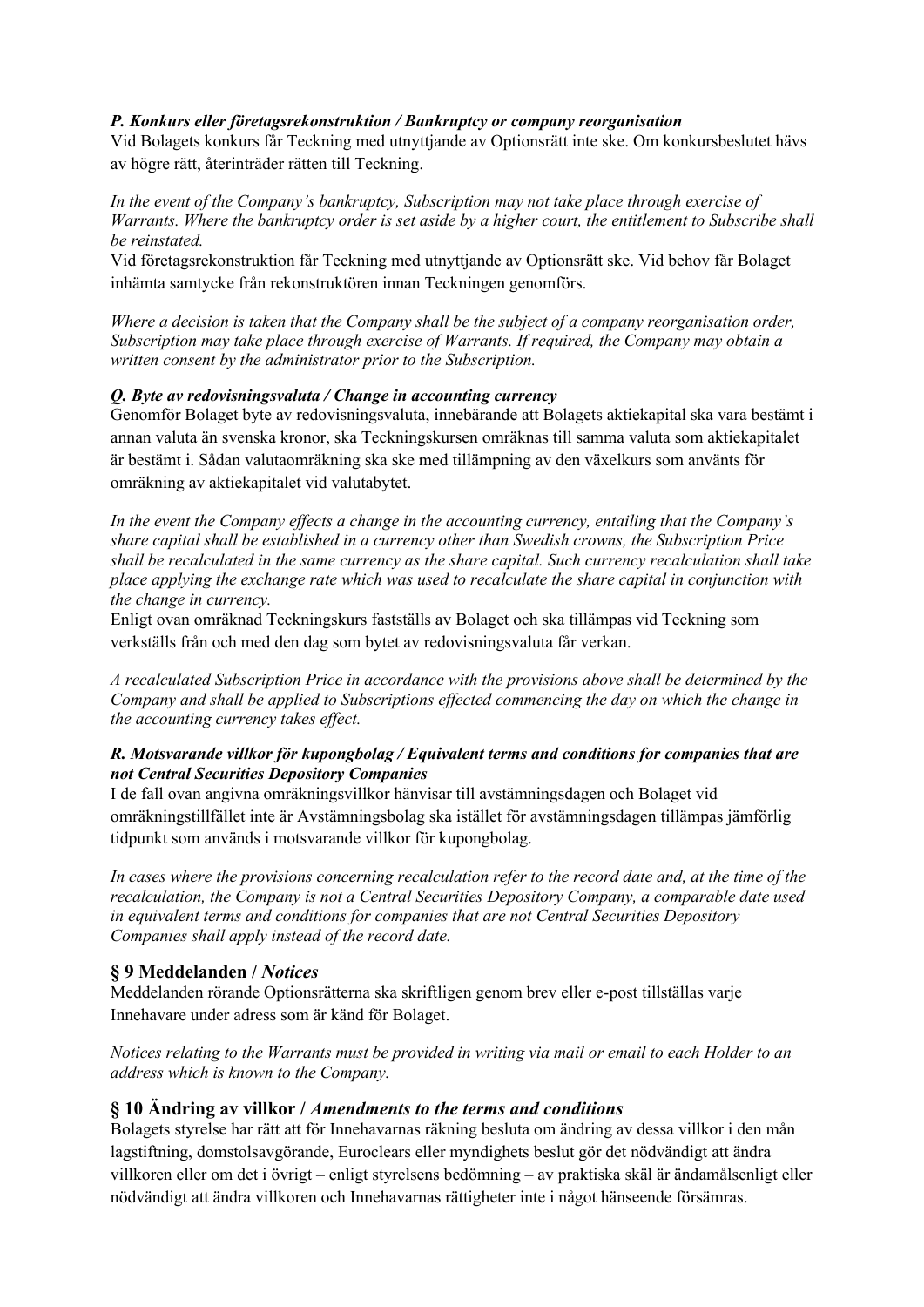***P. Konkurs eller företagsrekonstruktion / Bankruptcy or company reorganisation***

Vid Bolagets konkurs får Teckning med utnyttjande av Optionsrätt inte ske. Om konkursbeslutet hävs av högre rätt, återinträder rätten till Teckning.

*In the event of the Company's bankruptcy, Subscription may not take place through exercise of Warrants. Where the bankruptcy order is set aside by a higher court, the entitlement to Subscribe shall be reinstated.*

Vid företagsrekonstruktion får Teckning med utnyttjande av Optionsrätt ske. Vid behov får Bolaget inhämta samtycke från rekonstruktören innan Teckningen genomförs.

*Where a decision is taken that the Company shall be the subject of a company reorganisation order, Subscription may take place through exercise of Warrants. If required, the Company may obtain a written consent by the administrator prior to the Subscription.*

***Q. Byte av redovisningsvaluta / Change in accounting currency***

Genomför Bolaget byte av redovisningsvaluta, innebärande att Bolagets aktiekapital ska vara bestämt i annan valuta än svenska kronor, ska Teckningskursen omräknas till samma valuta som aktiekapitalet är bestämt i. Sådan valutaomräkning ska ske med tillämpning av den växelkurs som använts för omräkning av aktiekapitalet vid valutabytet.

*In the event the Company effects a change in the accounting currency, entailing that the Company's share capital shall be established in a currency other than Swedish crowns, the Subscription Price shall be recalculated in the same currency as the share capital. Such currency recalculation shall take place applying the exchange rate which was used to recalculate the share capital in conjunction with the change in currency.*

Enligt ovan omräknad Teckningskurs fastställs av Bolaget och ska tillämpas vid Teckning som verkställs från och med den dag som bytet av redovisningsvaluta får verkan.

*A recalculated Subscription Price in accordance with the provisions above shall be determined by the Company and shall be applied to Subscriptions effected commencing the day on which the change in the accounting currency takes effect.*

***R. Motsvarande villkor för kupongbolag / Equivalent terms and conditions for companies that are not Central Securities Depository Companies***

I de fall ovan angivna omräkningsvillkor hänvisar till avstämningsdagen och Bolaget vid omräkningstillfället inte är Avstämningsbolag ska istället för avstämningsdagen tillämpas jämförlig tidpunkt som används i motsvarande villkor för kupongbolag.

*In cases where the provisions concerning recalculation refer to the record date and, at the time of the recalculation, the Company is not a Central Securities Depository Company, a comparable date used in equivalent terms and conditions for companies that are not Central Securities Depository Companies shall apply instead of the record date.*

## § 9 Meddelanden / *Notices*

Meddelanden rörande Optionsrätterna ska skriftligen genom brev eller e-post tillställas varje Innehavare under adress som är känd för Bolaget.

*Notices relating to the Warrants must be provided in writing via mail or email to each Holder to an address which is known to the Company.*

## § 10 Ändring av villkor / *Amendments to the terms and conditions*

Bolagets styrelse har rätt att för Innehavarnas räkning besluta om ändring av dessa villkor i den mån lagstiftning, domstolsavgörande, Euroclears eller myndighets beslut gör det nödvändigt att ändra villkoren eller om det i övrigt – enligt styrelsens bedömning – av praktiska skäl är ändamålsenligt eller nödvändigt att ändra villkoren och Innehavarnas rättigheter inte i något hänseende försämras.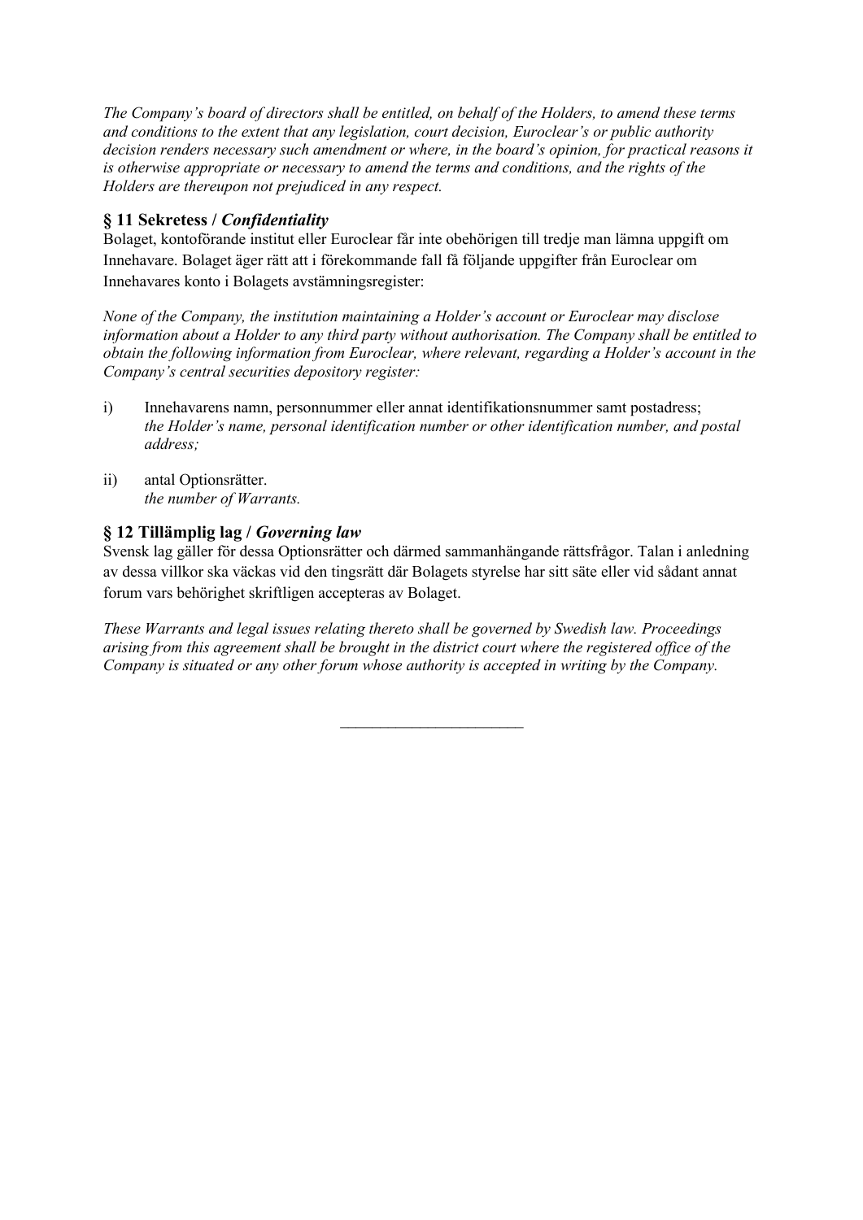*The Company's board of directors shall be entitled, on behalf of the Holders, to amend these terms and conditions to the extent that any legislation, court decision, Euroclear's or public authority decision renders necessary such amendment or where, in the board's opinion, for practical reasons it is otherwise appropriate or necessary to amend the terms and conditions, and the rights of the Holders are thereupon not prejudiced in any respect.*

## § 11 Sekretess / *Confidentiality*

Bolaget, kontoförande institut eller Euroclear får inte obehörigen till tredje man lämna uppgift om Innehavare. Bolaget äger rätt att i förekommande fall få följande uppgifter från Euroclear om Innehavares konto i Bolagets avstämningsregister:

*None of the Company, the institution maintaining a Holder's account or Euroclear may disclose information about a Holder to any third party without authorisation. The Company shall be entitled to obtain the following information from Euroclear, where relevant, regarding a Holder's account in the Company's central securities depository register:*

i) Innehavarens namn, personnummer eller annat identifikationsnummer samt postadress;
*the Holder's name, personal identification number or other identification number, and postal address;*

ii) antal Optionsrätter.
*the number of Warrants.*

## § 12 Tillämplig lag / *Governing law*

Svensk lag gäller för dessa Optionsrätter och därmed sammanhängande rättsfrågor. Talan i anledning av dessa villkor ska väckas vid den tingsrätt där Bolagets styrelse har sitt säte eller vid sådant annat forum vars behörighet skriftligen accepteras av Bolaget.

*These Warrants and legal issues relating thereto shall be governed by Swedish law. Proceedings arising from this agreement shall be brought in the district court where the registered office of the Company is situated or any other forum whose authority is accepted in writing by the Company.*

\_\_\_\_\_\_\_\_\_\_\_\_\_\_\_\_\_\_\_\_\_\_\_\_